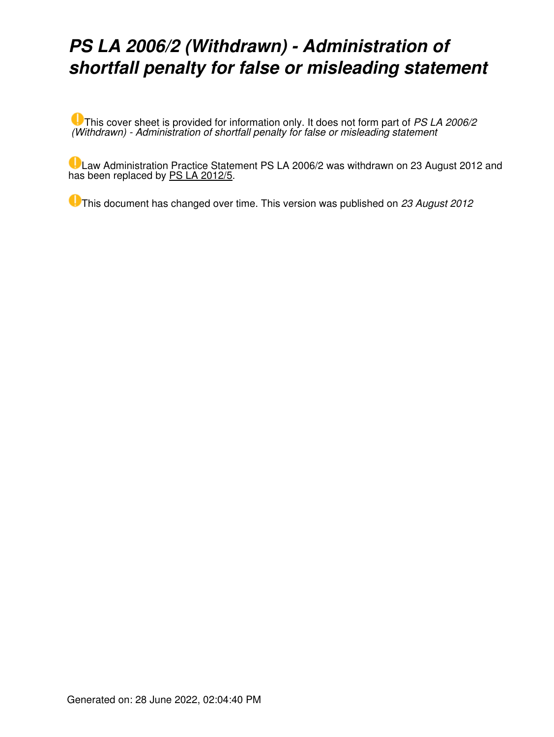# *PS LA 2006/2 (Withdrawn) - Administration of shortfall penalty for false or misleading statement*

This cover sheet is provided for information only. It does not form part of *PS LA 2006/2 (Withdrawn) - Administration of shortfall penalty for false or misleading statement*

Law Administration Practice Statement PS LA 2006/2 was withdrawn on 23 August 2012 and has been replaced by PS LA 2012/5.

This document has changed over time. This version was published on *23 August 2012*

Generated on: 28 June 2022, 02:04:40 PM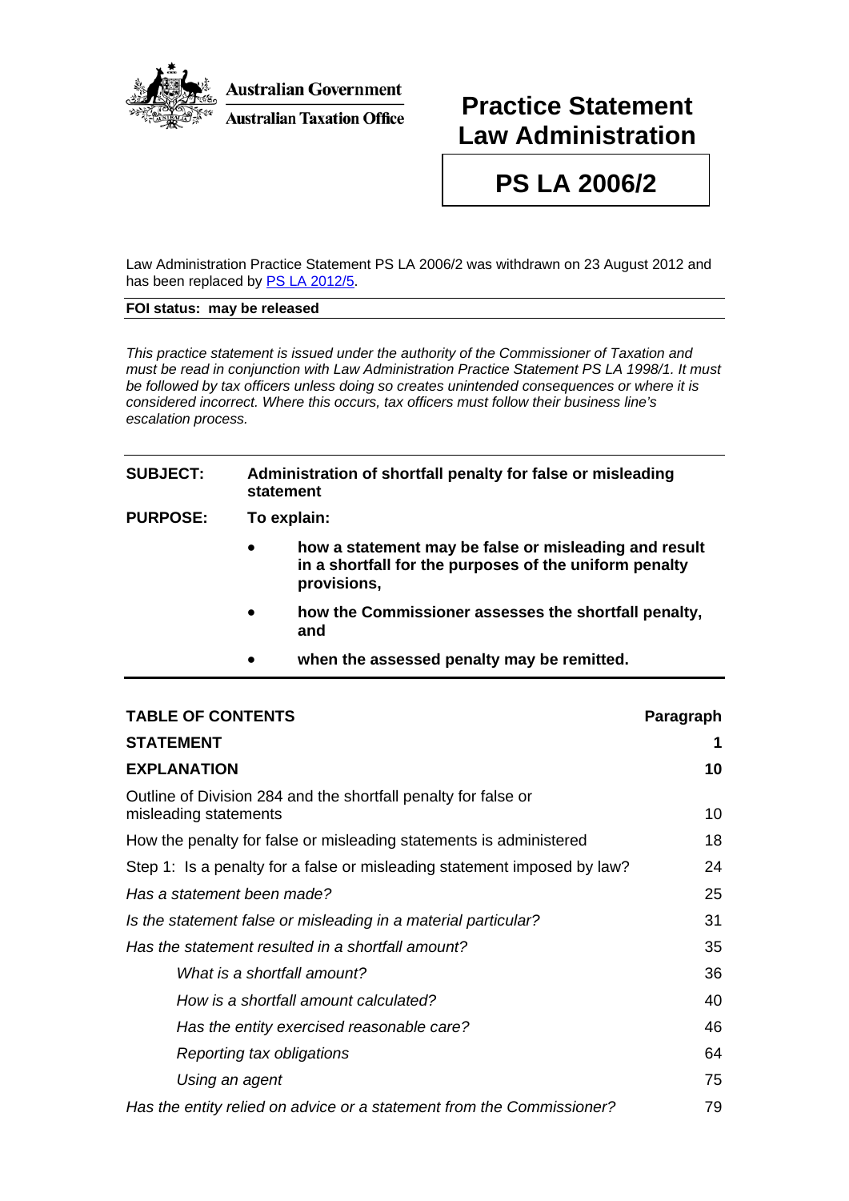**Australian Government**

**Australian Taxation Office**

# Practice Statement Law Administration

# PS LA 2006/2

Law Administration Practice Statement PS LA 2006/2 was withdrawn on 23 August 2012 and has been replaced by PS LA 2012/5.

**FOI status: may be released**

*This practice statement is issued under the authority of the Commissioner of Taxation and must be read in conjunction with Law Administration Practice Statement PS LA 1998/1. It must be followed by tax officers unless doing so creates unintended consequences or where it is considered incorrect. Where this occurs, tax officers must follow their business line's escalation process.*

**SUBJECT:** **Administration of shortfall penalty for false or misleading statement**

**PURPOSE:** **To explain:**

- **how a statement may be false or misleading and result in a shortfall for the purposes of the uniform penalty provisions,**
- **how the Commissioner assesses the shortfall penalty, and**
- **when the assessed penalty may be remitted.**

| TABLE OF CONTENTS | Paragraph |
|---|---|
| **STATEMENT** | **1** |
| **EXPLANATION** | **10** |
| Outline of Division 284 and the shortfall penalty for false or misleading statements | 10 |
| How the penalty for false or misleading statements is administered | 18 |
| Step 1: Is a penalty for a false or misleading statement imposed by law? | 24 |
| *Has a statement been made?* | 25 |
| *Is the statement false or misleading in a material particular?* | 31 |
| *Has the statement resulted in a shortfall amount?* | 35 |
| *What is a shortfall amount?* | 36 |
| *How is a shortfall amount calculated?* | 40 |
| *Has the entity exercised reasonable care?* | 46 |
| *Reporting tax obligations* | 64 |
| *Using an agent* | 75 |
| *Has the entity relied on advice or a statement from the Commissioner?* | 79 |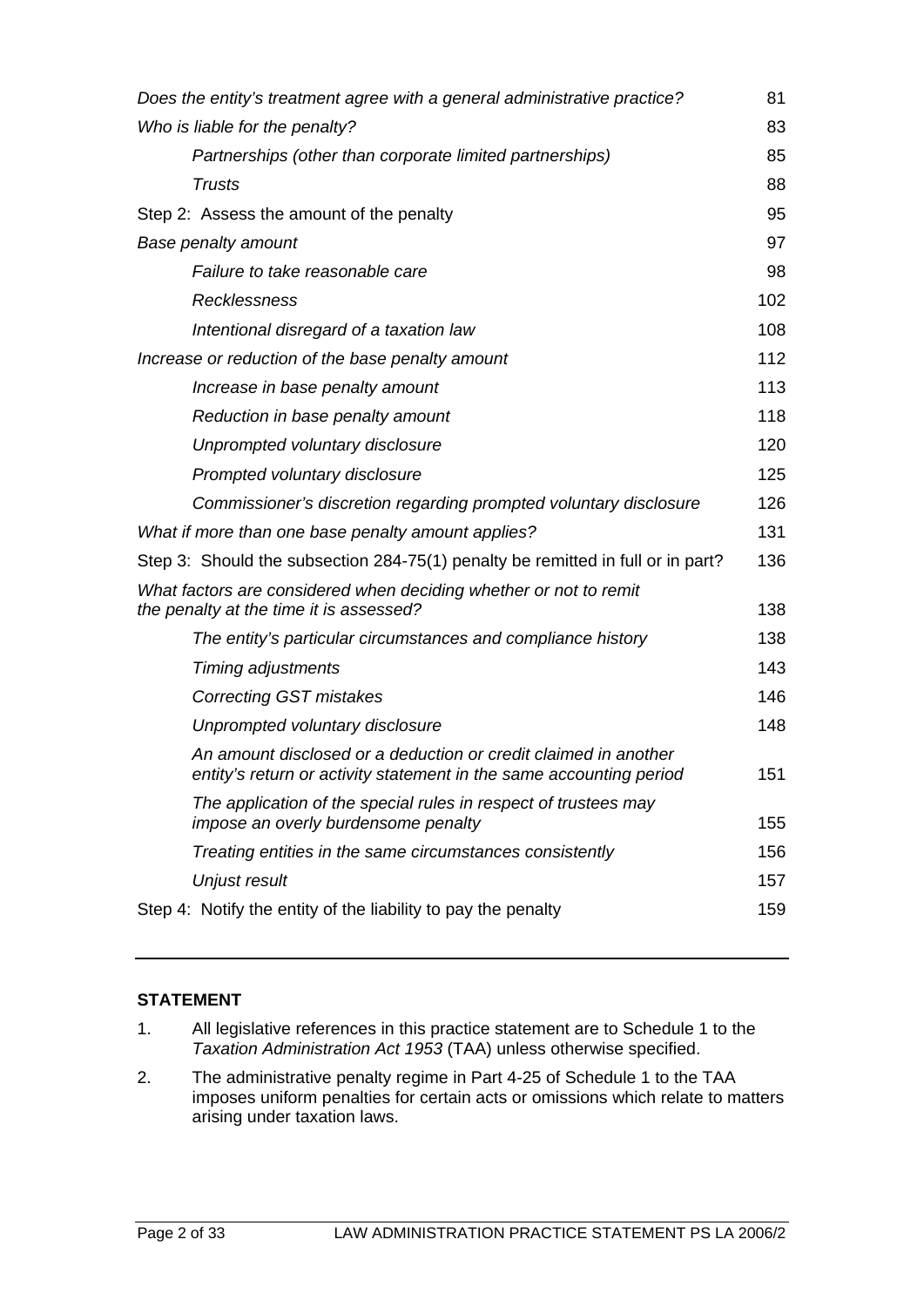| | |
|---|---|
| *Does the entity's treatment agree with a general administrative practice?* | 81 |
| *Who is liable for the penalty?* | 83 |
| *Partnerships (other than corporate limited partnerships)* | 85 |
| *Trusts* | 88 |
| Step 2: Assess the amount of the penalty | 95 |
| *Base penalty amount* | 97 |
| *Failure to take reasonable care* | 98 |
| *Recklessness* | 102 |
| *Intentional disregard of a taxation law* | 108 |
| *Increase or reduction of the base penalty amount* | 112 |
| *Increase in base penalty amount* | 113 |
| *Reduction in base penalty amount* | 118 |
| *Unprompted voluntary disclosure* | 120 |
| *Prompted voluntary disclosure* | 125 |
| *Commissioner's discretion regarding prompted voluntary disclosure* | 126 |
| *What if more than one base penalty amount applies?* | 131 |
| Step 3: Should the subsection 284-75(1) penalty be remitted in full or in part? | 136 |
| *What factors are considered when deciding whether or not to remit the penalty at the time it is assessed?* | 138 |
| *The entity's particular circumstances and compliance history* | 138 |
| *Timing adjustments* | 143 |
| *Correcting GST mistakes* | 146 |
| *Unprompted voluntary disclosure* | 148 |
| *An amount disclosed or a deduction or credit claimed in another entity's return or activity statement in the same accounting period* | 151 |
| *The application of the special rules in respect of trustees may impose an overly burdensome penalty* | 155 |
| *Treating entities in the same circumstances consistently* | 156 |
| *Unjust result* | 157 |
| Step 4: Notify the entity of the liability to pay the penalty | 159 |

---

## STATEMENT

1. All legislative references in this practice statement are to Schedule 1 to the *Taxation Administration Act 1953* (TAA) unless otherwise specified.

2. The administrative penalty regime in Part 4-25 of Schedule 1 to the TAA imposes uniform penalties for certain acts or omissions which relate to matters arising under taxation laws.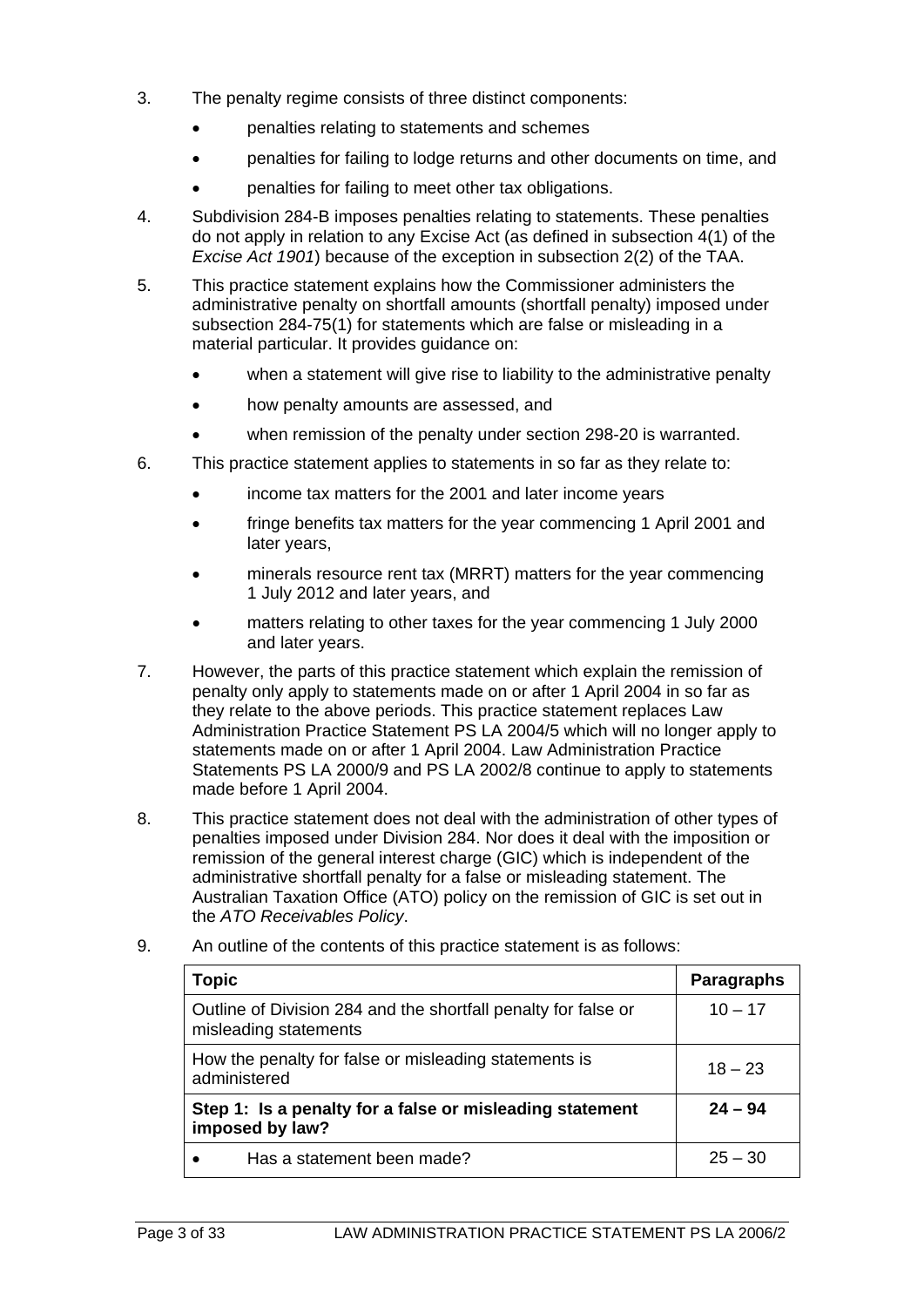3. The penalty regime consists of three distinct components:

   - penalties relating to statements and schemes
   - penalties for failing to lodge returns and other documents on time, and
   - penalties for failing to meet other tax obligations.

4. Subdivision 284-B imposes penalties relating to statements. These penalties do not apply in relation to any Excise Act (as defined in subsection 4(1) of the *Excise Act 1901*) because of the exception in subsection 2(2) of the TAA.

5. This practice statement explains how the Commissioner administers the administrative penalty on shortfall amounts (shortfall penalty) imposed under subsection 284-75(1) for statements which are false or misleading in a material particular. It provides guidance on:

   - when a statement will give rise to liability to the administrative penalty
   - how penalty amounts are assessed, and
   - when remission of the penalty under section 298-20 is warranted.

6. This practice statement applies to statements in so far as they relate to:

   - income tax matters for the 2001 and later income years
   - fringe benefits tax matters for the year commencing 1 April 2001 and later years,
   - minerals resource rent tax (MRRT) matters for the year commencing 1 July 2012 and later years, and
   - matters relating to other taxes for the year commencing 1 July 2000 and later years.

7. However, the parts of this practice statement which explain the remission of penalty only apply to statements made on or after 1 April 2004 in so far as they relate to the above periods. This practice statement replaces Law Administration Practice Statement PS LA 2004/5 which will no longer apply to statements made on or after 1 April 2004. Law Administration Practice Statements PS LA 2000/9 and PS LA 2002/8 continue to apply to statements made before 1 April 2004.

8. This practice statement does not deal with the administration of other types of penalties imposed under Division 284. Nor does it deal with the imposition or remission of the general interest charge (GIC) which is independent of the administrative shortfall penalty for a false or misleading statement. The Australian Taxation Office (ATO) policy on the remission of GIC is set out in the *ATO Receivables Policy*.

9. An outline of the contents of this practice statement is as follows:

| Topic | Paragraphs |
|---|---|
| Outline of Division 284 and the shortfall penalty for false or misleading statements | 10 – 17 |
| How the penalty for false or misleading statements is administered | 18 – 23 |
| **Step 1: Is a penalty for a false or misleading statement imposed by law?** | **24 – 94** |
| • Has a statement been made? | 25 – 30 |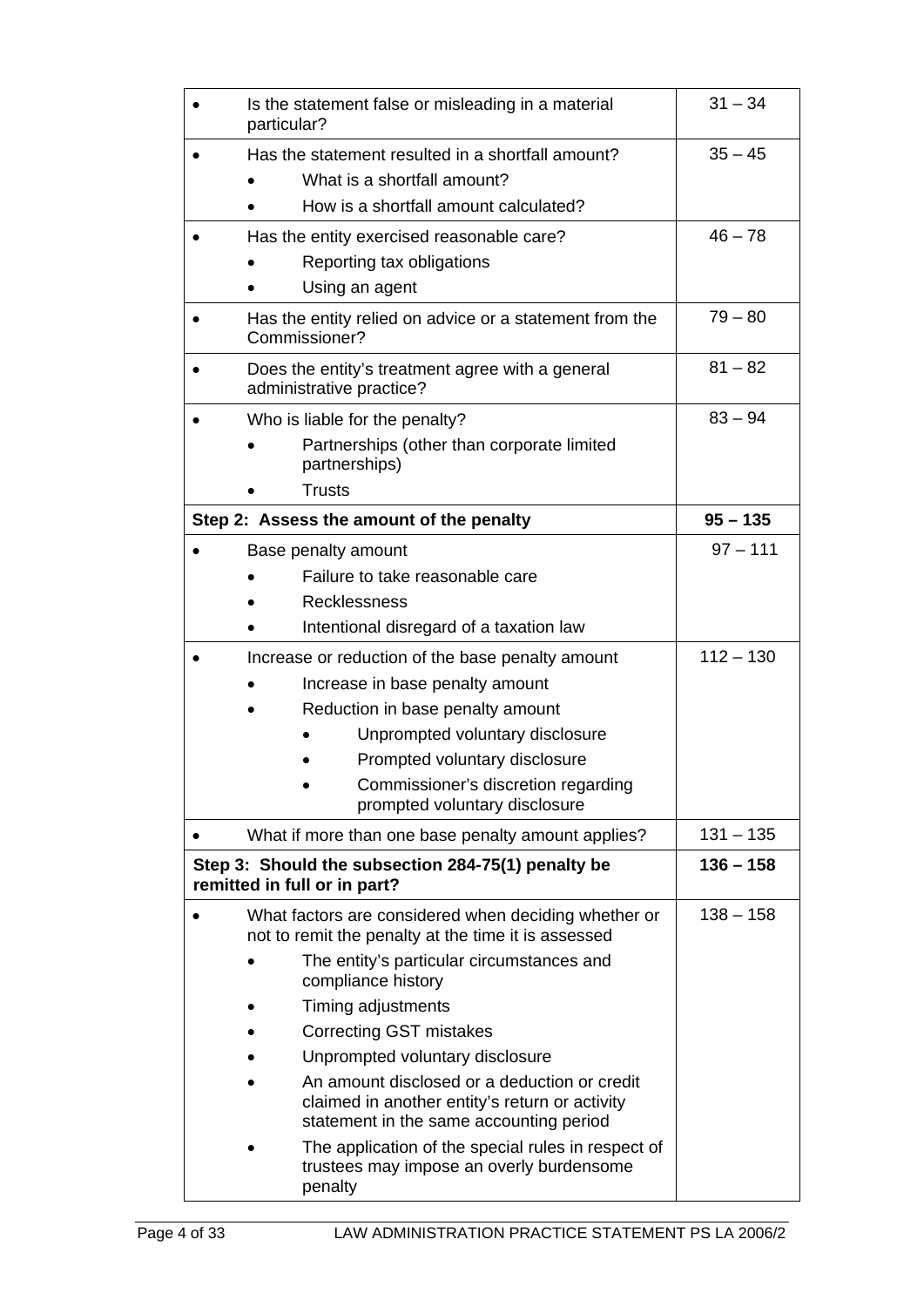| | |
|---|---|
| • Is the statement false or misleading in a material particular? | 31 – 34 |
| • Has the statement resulted in a shortfall amount?<br>  • What is a shortfall amount?<br>  • How is a shortfall amount calculated? | 35 – 45 |
| • Has the entity exercised reasonable care?<br>  • Reporting tax obligations<br>  • Using an agent | 46 – 78 |
| • Has the entity relied on advice or a statement from the Commissioner? | 79 – 80 |
| • Does the entity's treatment agree with a general administrative practice? | 81 – 82 |
| • Who is liable for the penalty?<br>  • Partnerships (other than corporate limited partnerships)<br>  • Trusts | 83 – 94 |
| **Step 2: Assess the amount of the penalty** | **95 – 135** |
| • Base penalty amount<br>  • Failure to take reasonable care<br>  • Recklessness<br>  • Intentional disregard of a taxation law | 97 – 111 |
| • Increase or reduction of the base penalty amount<br>  • Increase in base penalty amount<br>  • Reduction in base penalty amount<br>    • Unprompted voluntary disclosure<br>    • Prompted voluntary disclosure<br>    • Commissioner's discretion regarding prompted voluntary disclosure | 112 – 130 |
| • What if more than one base penalty amount applies? | 131 – 135 |
| **Step 3: Should the subsection 284-75(1) penalty be remitted in full or in part?** | **136 – 158** |
| • What factors are considered when deciding whether or not to remit the penalty at the time it is assessed<br>  • The entity's particular circumstances and compliance history<br>  • Timing adjustments<br>  • Correcting GST mistakes<br>  • Unprompted voluntary disclosure<br>  • An amount disclosed or a deduction or credit claimed in another entity's return or activity statement in the same accounting period<br>  • The application of the special rules in respect of trustees may impose an overly burdensome penalty | 138 – 158 |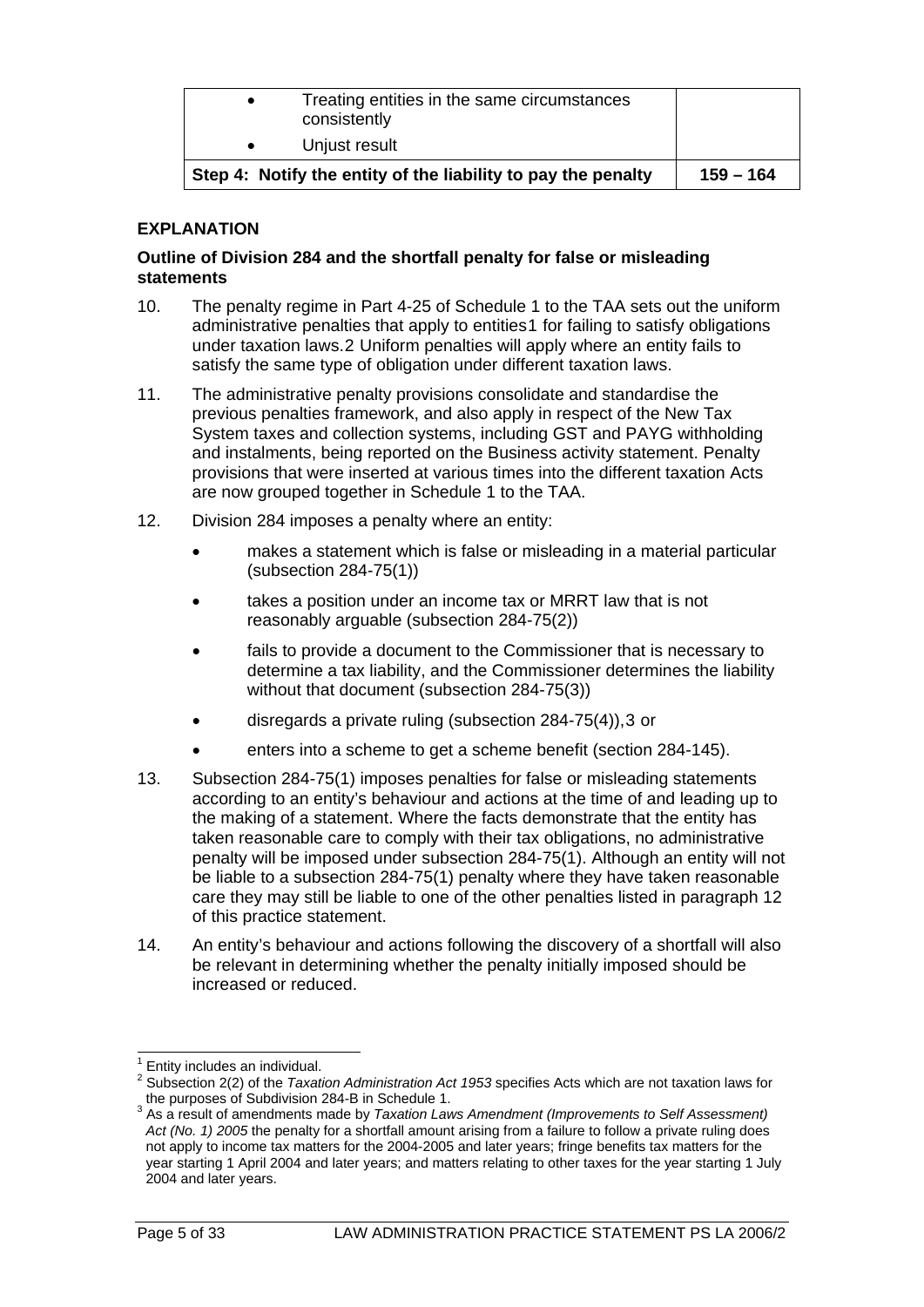| | |
|---|---|
| • Treating entities in the same circumstances consistently<br>• Unjust result | |
| **Step 4: Notify the entity of the liability to pay the penalty** | **159 – 164** |

## EXPLANATION

### Outline of Division 284 and the shortfall penalty for false or misleading statements

10. The penalty regime in Part 4-25 of Schedule 1 to the TAA sets out the uniform administrative penalties that apply to entities[1] for failing to satisfy obligations under taxation laws.[2] Uniform penalties will apply where an entity fails to satisfy the same type of obligation under different taxation laws.

11. The administrative penalty provisions consolidate and standardise the previous penalties framework, and also apply in respect of the New Tax System taxes and collection systems, including GST and PAYG withholding and instalments, being reported on the Business activity statement. Penalty provisions that were inserted at various times into the different taxation Acts are now grouped together in Schedule 1 to the TAA.

12. Division 284 imposes a penalty where an entity:

    - makes a statement which is false or misleading in a material particular (subsection 284-75(1))
    - takes a position under an income tax or MRRT law that is not reasonably arguable (subsection 284-75(2))
    - fails to provide a document to the Commissioner that is necessary to determine a tax liability, and the Commissioner determines the liability without that document (subsection 284-75(3))
    - disregards a private ruling (subsection 284-75(4)),[3] or
    - enters into a scheme to get a scheme benefit (section 284-145).

13. Subsection 284-75(1) imposes penalties for false or misleading statements according to an entity's behaviour and actions at the time of and leading up to the making of a statement. Where the facts demonstrate that the entity has taken reasonable care to comply with their tax obligations, no administrative penalty will be imposed under subsection 284-75(1). Although an entity will not be liable to a subsection 284-75(1) penalty where they have taken reasonable care they may still be liable to one of the other penalties listed in paragraph 12 of this practice statement.

14. An entity's behaviour and actions following the discovery of a shortfall will also be relevant in determining whether the penalty initially imposed should be increased or reduced.

---

[1] Entity includes an individual.

[2] Subsection 2(2) of the *Taxation Administration Act 1953* specifies Acts which are not taxation laws for the purposes of Subdivision 284-B in Schedule 1.

[3] As a result of amendments made by *Taxation Laws Amendment (Improvements to Self Assessment) Act (No. 1) 2005* the penalty for a shortfall amount arising from a failure to follow a private ruling does not apply to income tax matters for the 2004-2005 and later years; fringe benefits tax matters for the year starting 1 April 2004 and later years; and matters relating to other taxes for the year starting 1 July 2004 and later years.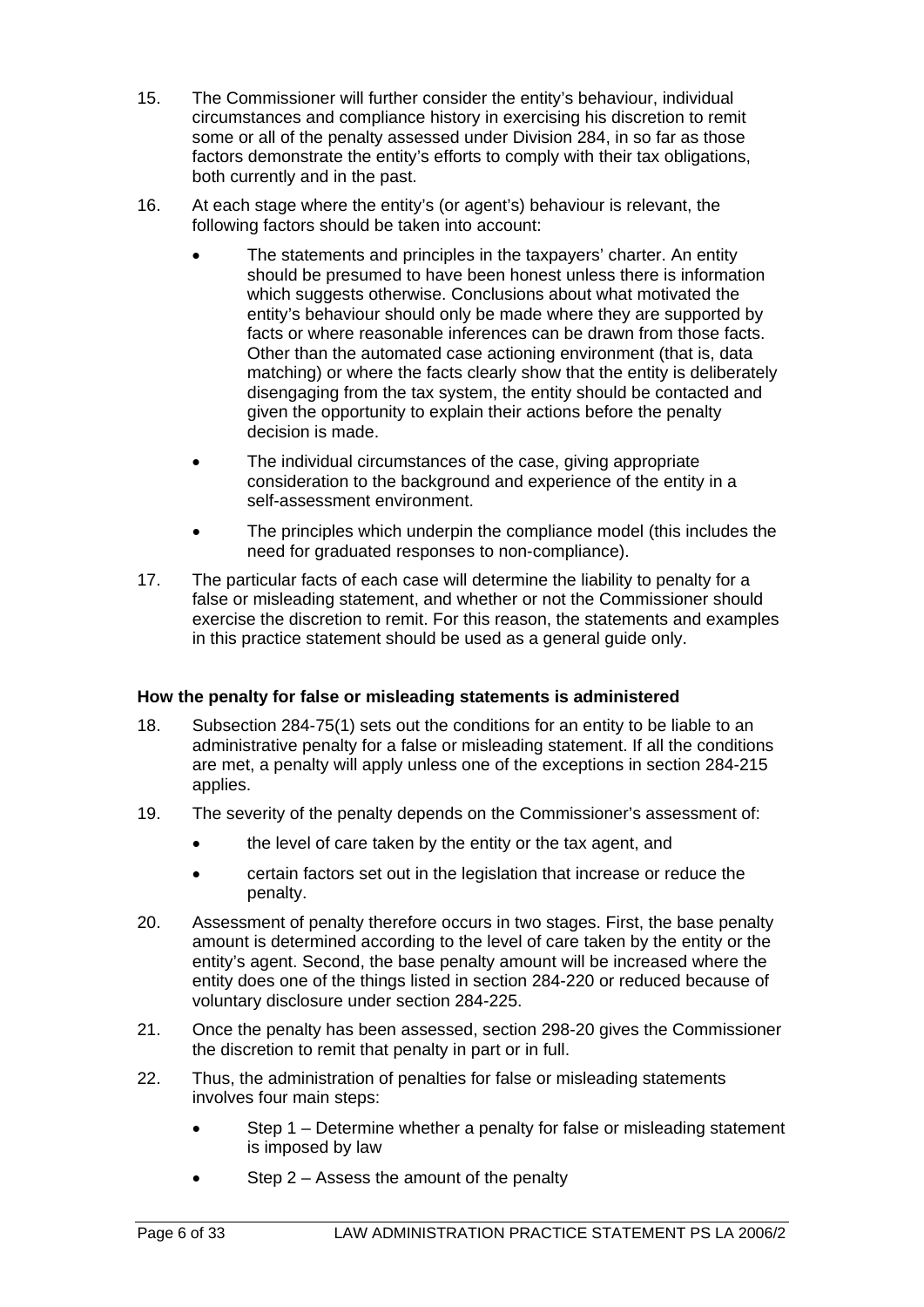15. The Commissioner will further consider the entity's behaviour, individual circumstances and compliance history in exercising his discretion to remit some or all of the penalty assessed under Division 284, in so far as those factors demonstrate the entity's efforts to comply with their tax obligations, both currently and in the past.

16. At each stage where the entity's (or agent's) behaviour is relevant, the following factors should be taken into account:

    - The statements and principles in the taxpayers' charter. An entity should be presumed to have been honest unless there is information which suggests otherwise. Conclusions about what motivated the entity's behaviour should only be made where they are supported by facts or where reasonable inferences can be drawn from those facts. Other than the automated case actioning environment (that is, data matching) or where the facts clearly show that the entity is deliberately disengaging from the tax system, the entity should be contacted and given the opportunity to explain their actions before the penalty decision is made.
    - The individual circumstances of the case, giving appropriate consideration to the background and experience of the entity in a self-assessment environment.
    - The principles which underpin the compliance model (this includes the need for graduated responses to non-compliance).

17. The particular facts of each case will determine the liability to penalty for a false or misleading statement, and whether or not the Commissioner should exercise the discretion to remit. For this reason, the statements and examples in this practice statement should be used as a general guide only.

### How the penalty for false or misleading statements is administered

18. Subsection 284-75(1) sets out the conditions for an entity to be liable to an administrative penalty for a false or misleading statement. If all the conditions are met, a penalty will apply unless one of the exceptions in section 284-215 applies.

19. The severity of the penalty depends on the Commissioner's assessment of:

    - the level of care taken by the entity or the tax agent, and
    - certain factors set out in the legislation that increase or reduce the penalty.

20. Assessment of penalty therefore occurs in two stages. First, the base penalty amount is determined according to the level of care taken by the entity or the entity's agent. Second, the base penalty amount will be increased where the entity does one of the things listed in section 284-220 or reduced because of voluntary disclosure under section 284-225.

21. Once the penalty has been assessed, section 298-20 gives the Commissioner the discretion to remit that penalty in part or in full.

22. Thus, the administration of penalties for false or misleading statements involves four main steps:

    - Step 1 – Determine whether a penalty for false or misleading statement is imposed by law
    - Step 2 – Assess the amount of the penalty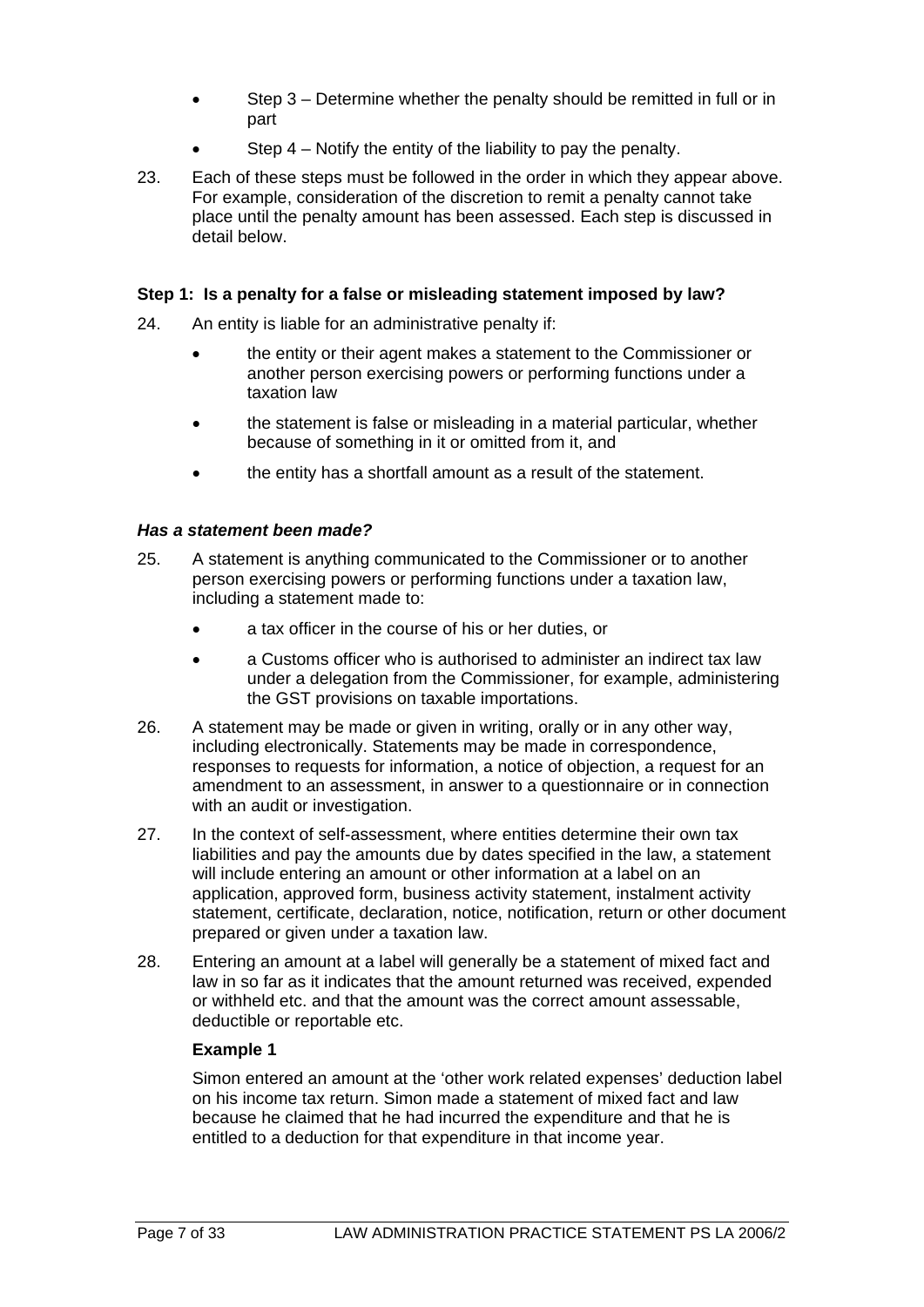- Step 3 – Determine whether the penalty should be remitted in full or in part
- Step 4 – Notify the entity of the liability to pay the penalty.

23. Each of these steps must be followed in the order in which they appear above. For example, consideration of the discretion to remit a penalty cannot take place until the penalty amount has been assessed. Each step is discussed in detail below.

### Step 1: Is a penalty for a false or misleading statement imposed by law?

24. An entity is liable for an administrative penalty if:

- the entity or their agent makes a statement to the Commissioner or another person exercising powers or performing functions under a taxation law
- the statement is false or misleading in a material particular, whether because of something in it or omitted from it, and
- the entity has a shortfall amount as a result of the statement.

#### *Has a statement been made?*

25. A statement is anything communicated to the Commissioner or to another person exercising powers or performing functions under a taxation law, including a statement made to:

- a tax officer in the course of his or her duties, or
- a Customs officer who is authorised to administer an indirect tax law under a delegation from the Commissioner, for example, administering the GST provisions on taxable importations.

26. A statement may be made or given in writing, orally or in any other way, including electronically. Statements may be made in correspondence, responses to requests for information, a notice of objection, a request for an amendment to an assessment, in answer to a questionnaire or in connection with an audit or investigation.

27. In the context of self-assessment, where entities determine their own tax liabilities and pay the amounts due by dates specified in the law, a statement will include entering an amount or other information at a label on an application, approved form, business activity statement, instalment activity statement, certificate, declaration, notice, notification, return or other document prepared or given under a taxation law.

28. Entering an amount at a label will generally be a statement of mixed fact and law in so far as it indicates that the amount returned was received, expended or withheld etc. and that the amount was the correct amount assessable, deductible or reportable etc.

**Example 1**

Simon entered an amount at the 'other work related expenses' deduction label on his income tax return. Simon made a statement of mixed fact and law because he claimed that he had incurred the expenditure and that he is entitled to a deduction for that expenditure in that income year.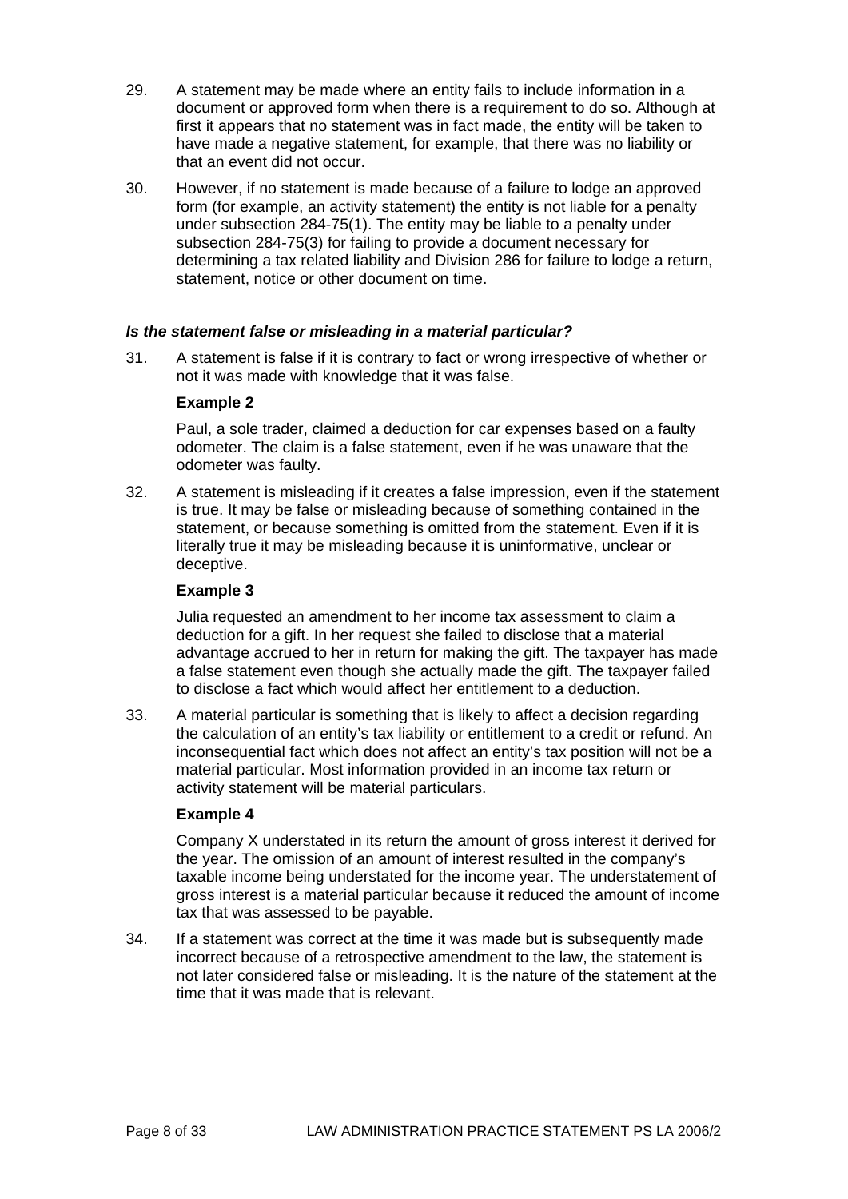29. A statement may be made where an entity fails to include information in a document or approved form when there is a requirement to do so. Although at first it appears that no statement was in fact made, the entity will be taken to have made a negative statement, for example, that there was no liability or that an event did not occur.

30. However, if no statement is made because of a failure to lodge an approved form (for example, an activity statement) the entity is not liable for a penalty under subsection 284-75(1). The entity may be liable to a penalty under subsection 284-75(3) for failing to provide a document necessary for determining a tax related liability and Division 286 for failure to lodge a return, statement, notice or other document on time.

### *Is the statement false or misleading in a material particular?*

31. A statement is false if it is contrary to fact or wrong irrespective of whether or not it was made with knowledge that it was false.

**Example 2**

Paul, a sole trader, claimed a deduction for car expenses based on a faulty odometer. The claim is a false statement, even if he was unaware that the odometer was faulty.

32. A statement is misleading if it creates a false impression, even if the statement is true. It may be false or misleading because of something contained in the statement, or because something is omitted from the statement. Even if it is literally true it may be misleading because it is uninformative, unclear or deceptive.

**Example 3**

Julia requested an amendment to her income tax assessment to claim a deduction for a gift. In her request she failed to disclose that a material advantage accrued to her in return for making the gift. The taxpayer has made a false statement even though she actually made the gift. The taxpayer failed to disclose a fact which would affect her entitlement to a deduction.

33. A material particular is something that is likely to affect a decision regarding the calculation of an entity's tax liability or entitlement to a credit or refund. An inconsequential fact which does not affect an entity's tax position will not be a material particular. Most information provided in an income tax return or activity statement will be material particulars.

**Example 4**

Company X understated in its return the amount of gross interest it derived for the year. The omission of an amount of interest resulted in the company's taxable income being understated for the income year. The understatement of gross interest is a material particular because it reduced the amount of income tax that was assessed to be payable.

34. If a statement was correct at the time it was made but is subsequently made incorrect because of a retrospective amendment to the law, the statement is not later considered false or misleading. It is the nature of the statement at the time that it was made that is relevant.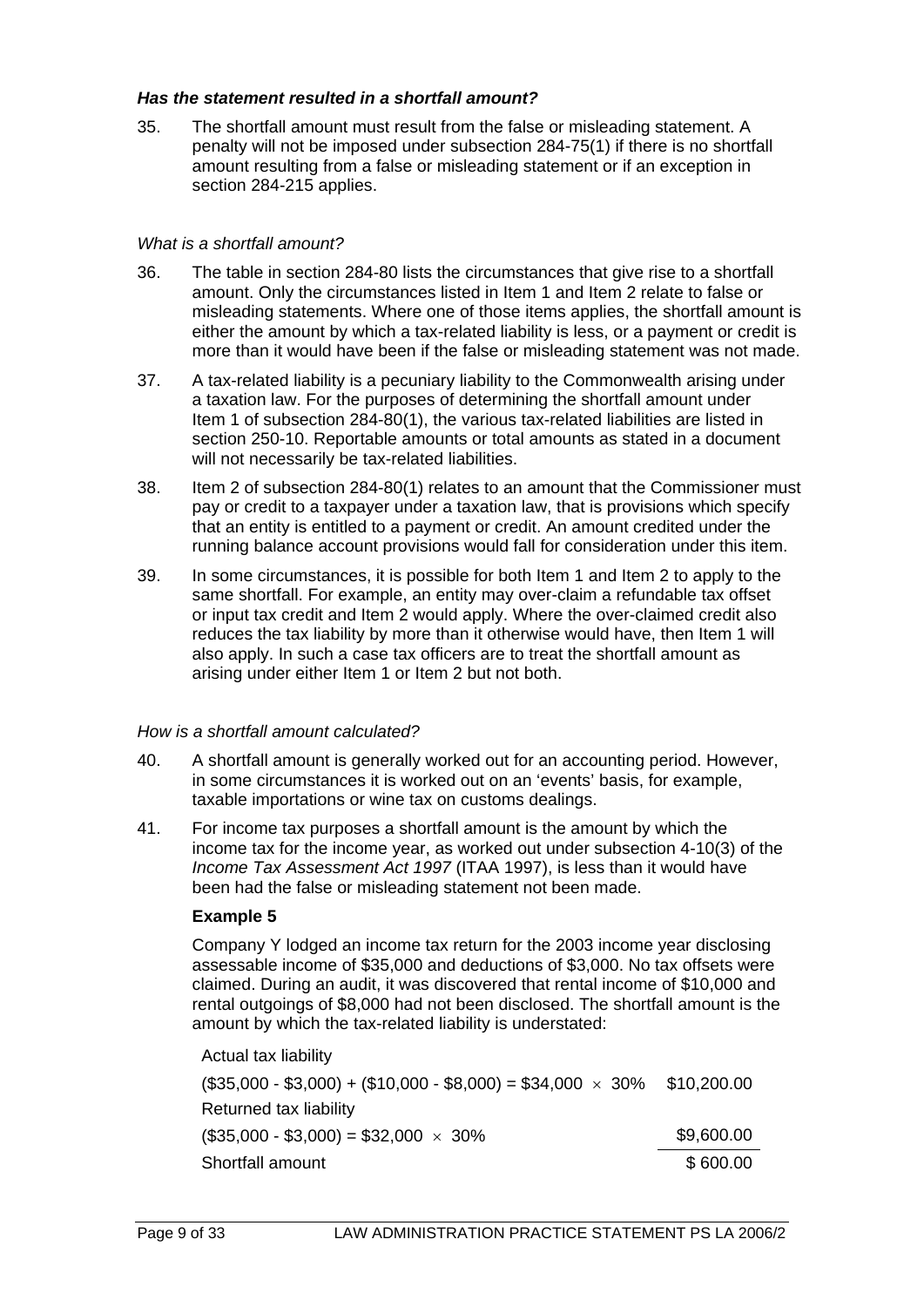### *Has the statement resulted in a shortfall amount?*

35. The shortfall amount must result from the false or misleading statement. A penalty will not be imposed under subsection 284-75(1) if there is no shortfall amount resulting from a false or misleading statement or if an exception in section 284-215 applies.

*What is a shortfall amount?*

36. The table in section 284-80 lists the circumstances that give rise to a shortfall amount. Only the circumstances listed in Item 1 and Item 2 relate to false or misleading statements. Where one of those items applies, the shortfall amount is either the amount by which a tax-related liability is less, or a payment or credit is more than it would have been if the false or misleading statement was not made.

37. A tax-related liability is a pecuniary liability to the Commonwealth arising under a taxation law. For the purposes of determining the shortfall amount under Item 1 of subsection 284-80(1), the various tax-related liabilities are listed in section 250-10. Reportable amounts or total amounts as stated in a document will not necessarily be tax-related liabilities.

38. Item 2 of subsection 284-80(1) relates to an amount that the Commissioner must pay or credit to a taxpayer under a taxation law, that is provisions which specify that an entity is entitled to a payment or credit. An amount credited under the running balance account provisions would fall for consideration under this item.

39. In some circumstances, it is possible for both Item 1 and Item 2 to apply to the same shortfall. For example, an entity may over-claim a refundable tax offset or input tax credit and Item 2 would apply. Where the over-claimed credit also reduces the tax liability by more than it otherwise would have, then Item 1 will also apply. In such a case tax officers are to treat the shortfall amount as arising under either Item 1 or Item 2 but not both.

*How is a shortfall amount calculated?*

40. A shortfall amount is generally worked out for an accounting period. However, in some circumstances it is worked out on an 'events' basis, for example, taxable importations or wine tax on customs dealings.

41. For income tax purposes a shortfall amount is the amount by which the income tax for the income year, as worked out under subsection 4-10(3) of the *Income Tax Assessment Act 1997* (ITAA 1997), is less than it would have been had the false or misleading statement not been made.

**Example 5**

Company Y lodged an income tax return for the 2003 income year disclosing assessable income of $35,000 and deductions of $3,000. No tax offsets were claimed. During an audit, it was discovered that rental income of $10,000 and rental outgoings of $8,000 had not been disclosed. The shortfall amount is the amount by which the tax-related liability is understated:

| | |
|---|---|
| Actual tax liability | |
| ($35,000 - $3,000) + ($10,000 - $8,000) = $34,000 × 30% | $10,200.00 |
| Returned tax liability | |
| ($35,000 - $3,000) = $32,000 × 30% | $9,600.00 |
| Shortfall amount | $ 600.00 |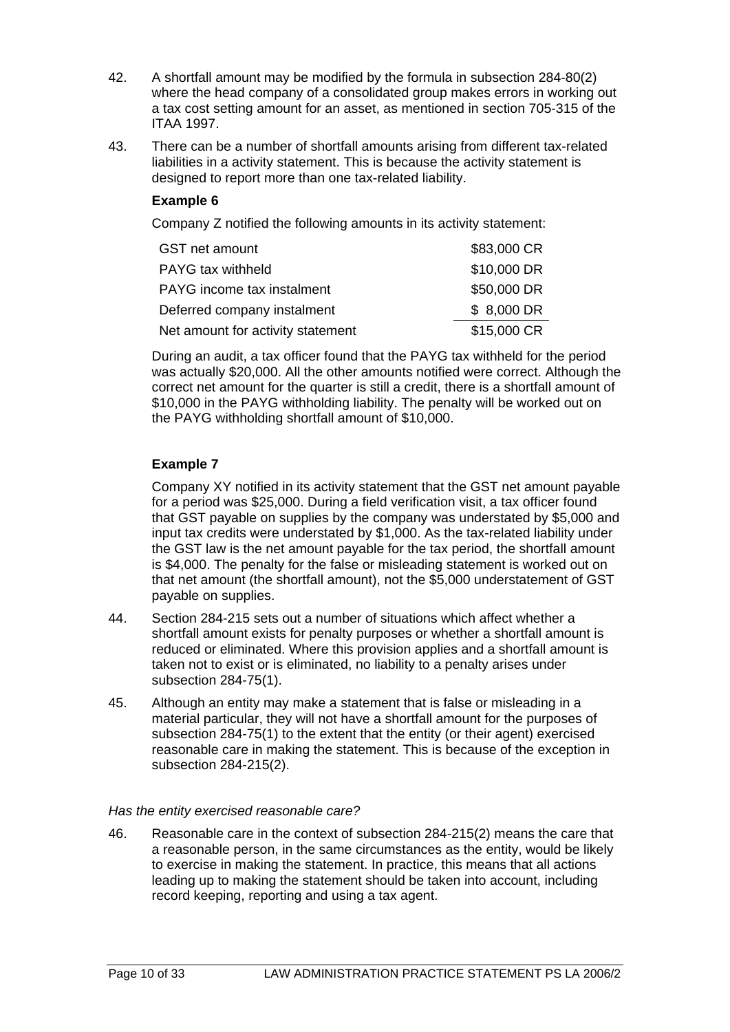42. A shortfall amount may be modified by the formula in subsection 284-80(2) where the head company of a consolidated group makes errors in working out a tax cost setting amount for an asset, as mentioned in section 705-315 of the ITAA 1997.

43. There can be a number of shortfall amounts arising from different tax-related liabilities in a activity statement. This is because the activity statement is designed to report more than one tax-related liability.

**Example 6**

Company Z notified the following amounts in its activity statement:

| | |
|---|---|
| GST net amount | \$83,000 CR |
| PAYG tax withheld | \$10,000 DR |
| PAYG income tax instalment | \$50,000 DR |
| Deferred company instalment | \$ 8,000 DR |
| Net amount for activity statement | \$15,000 CR |

During an audit, a tax officer found that the PAYG tax withheld for the period was actually \$20,000. All the other amounts notified were correct. Although the correct net amount for the quarter is still a credit, there is a shortfall amount of \$10,000 in the PAYG withholding liability. The penalty will be worked out on the PAYG withholding shortfall amount of \$10,000.

**Example 7**

Company XY notified in its activity statement that the GST net amount payable for a period was \$25,000. During a field verification visit, a tax officer found that GST payable on supplies by the company was understated by \$5,000 and input tax credits were understated by \$1,000. As the tax-related liability under the GST law is the net amount payable for the tax period, the shortfall amount is \$4,000. The penalty for the false or misleading statement is worked out on that net amount (the shortfall amount), not the \$5,000 understatement of GST payable on supplies.

44. Section 284-215 sets out a number of situations which affect whether a shortfall amount exists for penalty purposes or whether a shortfall amount is reduced or eliminated. Where this provision applies and a shortfall amount is taken not to exist or is eliminated, no liability to a penalty arises under subsection 284-75(1).

45. Although an entity may make a statement that is false or misleading in a material particular, they will not have a shortfall amount for the purposes of subsection 284-75(1) to the extent that the entity (or their agent) exercised reasonable care in making the statement. This is because of the exception in subsection 284-215(2).

*Has the entity exercised reasonable care?*

46. Reasonable care in the context of subsection 284-215(2) means the care that a reasonable person, in the same circumstances as the entity, would be likely to exercise in making the statement. In practice, this means that all actions leading up to making the statement should be taken into account, including record keeping, reporting and using a tax agent.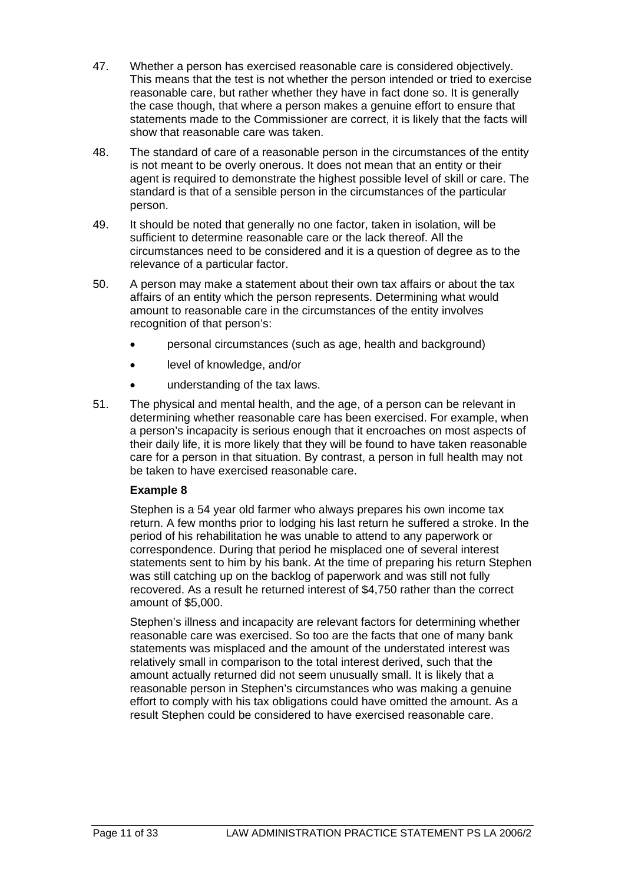47. Whether a person has exercised reasonable care is considered objectively. This means that the test is not whether the person intended or tried to exercise reasonable care, but rather whether they have in fact done so. It is generally the case though, that where a person makes a genuine effort to ensure that statements made to the Commissioner are correct, it is likely that the facts will show that reasonable care was taken.

48. The standard of care of a reasonable person in the circumstances of the entity is not meant to be overly onerous. It does not mean that an entity or their agent is required to demonstrate the highest possible level of skill or care. The standard is that of a sensible person in the circumstances of the particular person.

49. It should be noted that generally no one factor, taken in isolation, will be sufficient to determine reasonable care or the lack thereof. All the circumstances need to be considered and it is a question of degree as to the relevance of a particular factor.

50. A person may make a statement about their own tax affairs or about the tax affairs of an entity which the person represents. Determining what would amount to reasonable care in the circumstances of the entity involves recognition of that person's:

- personal circumstances (such as age, health and background)
- level of knowledge, and/or
- understanding of the tax laws.

51. The physical and mental health, and the age, of a person can be relevant in determining whether reasonable care has been exercised. For example, when a person's incapacity is serious enough that it encroaches on most aspects of their daily life, it is more likely that they will be found to have taken reasonable care for a person in that situation. By contrast, a person in full health may not be taken to have exercised reasonable care.

**Example 8**

Stephen is a 54 year old farmer who always prepares his own income tax return. A few months prior to lodging his last return he suffered a stroke. In the period of his rehabilitation he was unable to attend to any paperwork or correspondence. During that period he misplaced one of several interest statements sent to him by his bank. At the time of preparing his return Stephen was still catching up on the backlog of paperwork and was still not fully recovered. As a result he returned interest of $4,750 rather than the correct amount of $5,000.

Stephen's illness and incapacity are relevant factors for determining whether reasonable care was exercised. So too are the facts that one of many bank statements was misplaced and the amount of the understated interest was relatively small in comparison to the total interest derived, such that the amount actually returned did not seem unusually small. It is likely that a reasonable person in Stephen's circumstances who was making a genuine effort to comply with his tax obligations could have omitted the amount. As a result Stephen could be considered to have exercised reasonable care.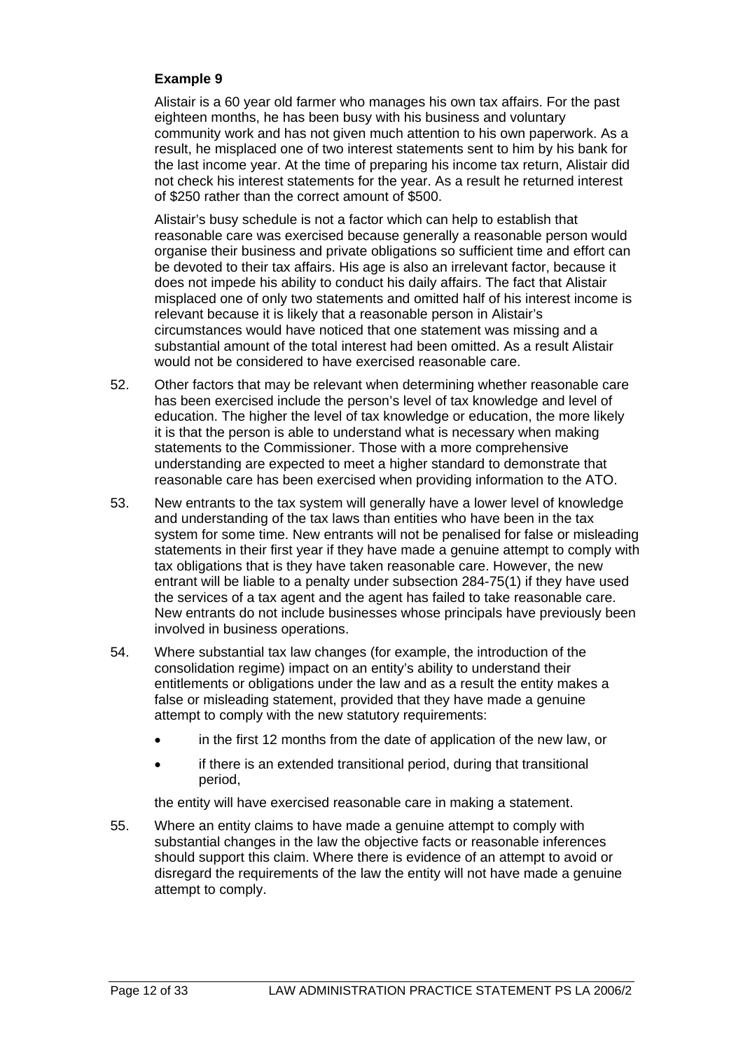**Example 9**

Alistair is a 60 year old farmer who manages his own tax affairs. For the past eighteen months, he has been busy with his business and voluntary community work and has not given much attention to his own paperwork. As a result, he misplaced one of two interest statements sent to him by his bank for the last income year. At the time of preparing his income tax return, Alistair did not check his interest statements for the year. As a result he returned interest of $250 rather than the correct amount of $500.

Alistair's busy schedule is not a factor which can help to establish that reasonable care was exercised because generally a reasonable person would organise their business and private obligations so sufficient time and effort can be devoted to their tax affairs. His age is also an irrelevant factor, because it does not impede his ability to conduct his daily affairs. The fact that Alistair misplaced one of only two statements and omitted half of his interest income is relevant because it is likely that a reasonable person in Alistair's circumstances would have noticed that one statement was missing and a substantial amount of the total interest had been omitted. As a result Alistair would not be considered to have exercised reasonable care.

52. Other factors that may be relevant when determining whether reasonable care has been exercised include the person's level of tax knowledge and level of education. The higher the level of tax knowledge or education, the more likely it is that the person is able to understand what is necessary when making statements to the Commissioner. Those with a more comprehensive understanding are expected to meet a higher standard to demonstrate that reasonable care has been exercised when providing information to the ATO.

53. New entrants to the tax system will generally have a lower level of knowledge and understanding of the tax laws than entities who have been in the tax system for some time. New entrants will not be penalised for false or misleading statements in their first year if they have made a genuine attempt to comply with tax obligations that is they have taken reasonable care. However, the new entrant will be liable to a penalty under subsection 284-75(1) if they have used the services of a tax agent and the agent has failed to take reasonable care. New entrants do not include businesses whose principals have previously been involved in business operations.

54. Where substantial tax law changes (for example, the introduction of the consolidation regime) impact on an entity's ability to understand their entitlements or obligations under the law and as a result the entity makes a false or misleading statement, provided that they have made a genuine attempt to comply with the new statutory requirements:

- in the first 12 months from the date of application of the new law, or
- if there is an extended transitional period, during that transitional period,

the entity will have exercised reasonable care in making a statement.

55. Where an entity claims to have made a genuine attempt to comply with substantial changes in the law the objective facts or reasonable inferences should support this claim. Where there is evidence of an attempt to avoid or disregard the requirements of the law the entity will not have made a genuine attempt to comply.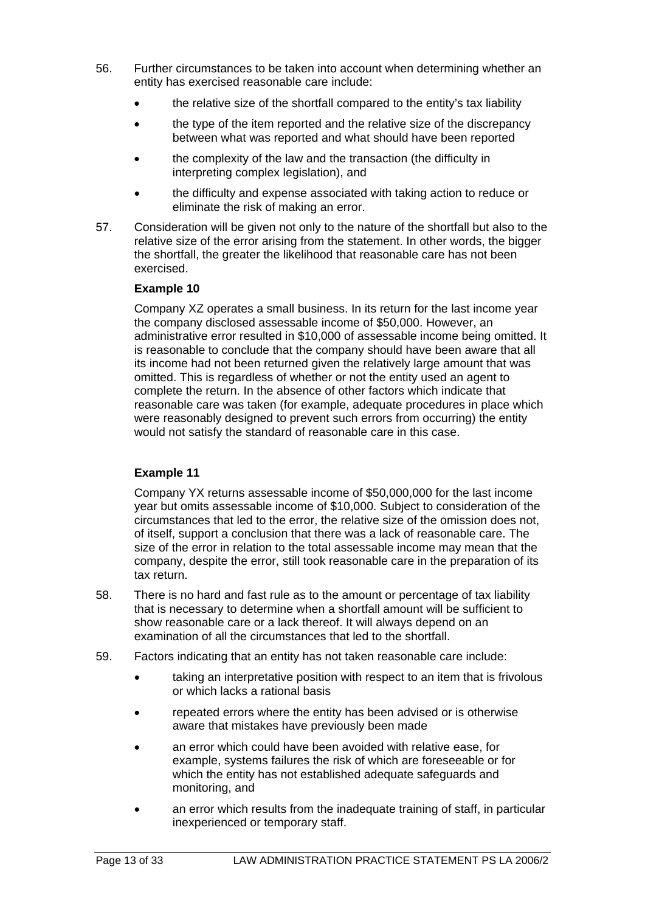56. Further circumstances to be taken into account when determining whether an entity has exercised reasonable care include:

- the relative size of the shortfall compared to the entity's tax liability
- the type of the item reported and the relative size of the discrepancy between what was reported and what should have been reported
- the complexity of the law and the transaction (the difficulty in interpreting complex legislation), and
- the difficulty and expense associated with taking action to reduce or eliminate the risk of making an error.

57. Consideration will be given not only to the nature of the shortfall but also to the relative size of the error arising from the statement. In other words, the bigger the shortfall, the greater the likelihood that reasonable care has not been exercised.

**Example 10**

Company XZ operates a small business. In its return for the last income year the company disclosed assessable income of $50,000. However, an administrative error resulted in $10,000 of assessable income being omitted. It is reasonable to conclude that the company should have been aware that all its income had not been returned given the relatively large amount that was omitted. This is regardless of whether or not the entity used an agent to complete the return. In the absence of other factors which indicate that reasonable care was taken (for example, adequate procedures in place which were reasonably designed to prevent such errors from occurring) the entity would not satisfy the standard of reasonable care in this case.

**Example 11**

Company YX returns assessable income of $50,000,000 for the last income year but omits assessable income of $10,000. Subject to consideration of the circumstances that led to the error, the relative size of the omission does not, of itself, support a conclusion that there was a lack of reasonable care. The size of the error in relation to the total assessable income may mean that the company, despite the error, still took reasonable care in the preparation of its tax return.

58. There is no hard and fast rule as to the amount or percentage of tax liability that is necessary to determine when a shortfall amount will be sufficient to show reasonable care or a lack thereof. It will always depend on an examination of all the circumstances that led to the shortfall.

59. Factors indicating that an entity has not taken reasonable care include:

- taking an interpretative position with respect to an item that is frivolous or which lacks a rational basis
- repeated errors where the entity has been advised or is otherwise aware that mistakes have previously been made
- an error which could have been avoided with relative ease, for example, systems failures the risk of which are foreseeable or for which the entity has not established adequate safeguards and monitoring, and
- an error which results from the inadequate training of staff, in particular inexperienced or temporary staff.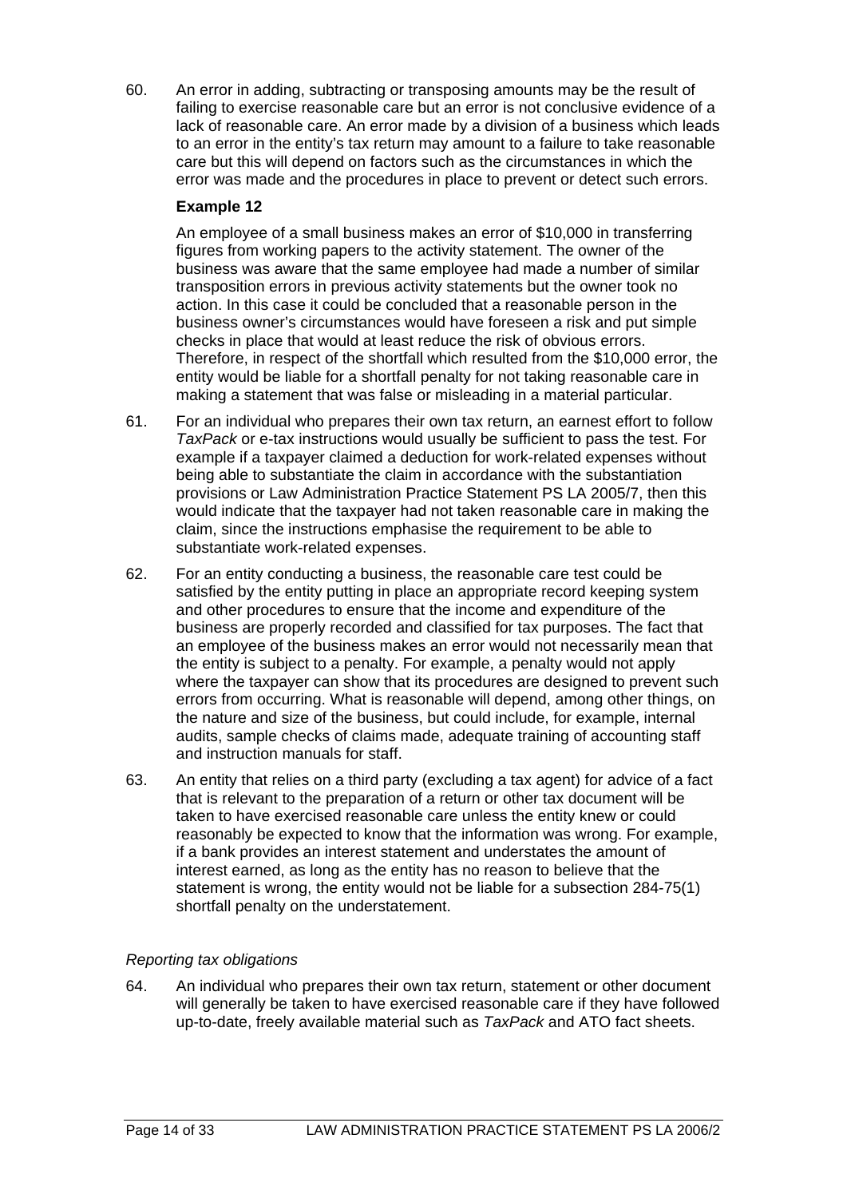60. An error in adding, subtracting or transposing amounts may be the result of failing to exercise reasonable care but an error is not conclusive evidence of a lack of reasonable care. An error made by a division of a business which leads to an error in the entity's tax return may amount to a failure to take reasonable care but this will depend on factors such as the circumstances in which the error was made and the procedures in place to prevent or detect such errors.

**Example 12**

An employee of a small business makes an error of $10,000 in transferring figures from working papers to the activity statement. The owner of the business was aware that the same employee had made a number of similar transposition errors in previous activity statements but the owner took no action. In this case it could be concluded that a reasonable person in the business owner's circumstances would have foreseen a risk and put simple checks in place that would at least reduce the risk of obvious errors. Therefore, in respect of the shortfall which resulted from the $10,000 error, the entity would be liable for a shortfall penalty for not taking reasonable care in making a statement that was false or misleading in a material particular.

61. For an individual who prepares their own tax return, an earnest effort to follow *TaxPack* or e-tax instructions would usually be sufficient to pass the test. For example if a taxpayer claimed a deduction for work-related expenses without being able to substantiate the claim in accordance with the substantiation provisions or Law Administration Practice Statement PS LA 2005/7, then this would indicate that the taxpayer had not taken reasonable care in making the claim, since the instructions emphasise the requirement to be able to substantiate work-related expenses.

62. For an entity conducting a business, the reasonable care test could be satisfied by the entity putting in place an appropriate record keeping system and other procedures to ensure that the income and expenditure of the business are properly recorded and classified for tax purposes. The fact that an employee of the business makes an error would not necessarily mean that the entity is subject to a penalty. For example, a penalty would not apply where the taxpayer can show that its procedures are designed to prevent such errors from occurring. What is reasonable will depend, among other things, on the nature and size of the business, but could include, for example, internal audits, sample checks of claims made, adequate training of accounting staff and instruction manuals for staff.

63. An entity that relies on a third party (excluding a tax agent) for advice of a fact that is relevant to the preparation of a return or other tax document will be taken to have exercised reasonable care unless the entity knew or could reasonably be expected to know that the information was wrong. For example, if a bank provides an interest statement and understates the amount of interest earned, as long as the entity has no reason to believe that the statement is wrong, the entity would not be liable for a subsection 284-75(1) shortfall penalty on the understatement.

*Reporting tax obligations*

64. An individual who prepares their own tax return, statement or other document will generally be taken to have exercised reasonable care if they have followed up-to-date, freely available material such as *TaxPack* and ATO fact sheets.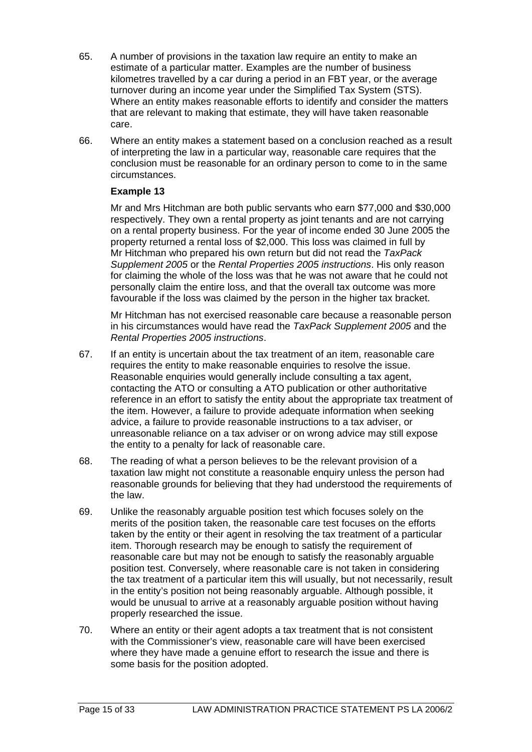65. A number of provisions in the taxation law require an entity to make an estimate of a particular matter. Examples are the number of business kilometres travelled by a car during a period in an FBT year, or the average turnover during an income year under the Simplified Tax System (STS). Where an entity makes reasonable efforts to identify and consider the matters that are relevant to making that estimate, they will have taken reasonable care.

66. Where an entity makes a statement based on a conclusion reached as a result of interpreting the law in a particular way, reasonable care requires that the conclusion must be reasonable for an ordinary person to come to in the same circumstances.

**Example 13**

Mr and Mrs Hitchman are both public servants who earn $77,000 and $30,000 respectively. They own a rental property as joint tenants and are not carrying on a rental property business. For the year of income ended 30 June 2005 the property returned a rental loss of $2,000. This loss was claimed in full by Mr Hitchman who prepared his own return but did not read the *TaxPack Supplement 2005* or the *Rental Properties 2005 instructions*. His only reason for claiming the whole of the loss was that he was not aware that he could not personally claim the entire loss, and that the overall tax outcome was more favourable if the loss was claimed by the person in the higher tax bracket.

Mr Hitchman has not exercised reasonable care because a reasonable person in his circumstances would have read the *TaxPack Supplement 2005* and the *Rental Properties 2005 instructions*.

67. If an entity is uncertain about the tax treatment of an item, reasonable care requires the entity to make reasonable enquiries to resolve the issue. Reasonable enquiries would generally include consulting a tax agent, contacting the ATO or consulting a ATO publication or other authoritative reference in an effort to satisfy the entity about the appropriate tax treatment of the item. However, a failure to provide adequate information when seeking advice, a failure to provide reasonable instructions to a tax adviser, or unreasonable reliance on a tax adviser or on wrong advice may still expose the entity to a penalty for lack of reasonable care.

68. The reading of what a person believes to be the relevant provision of a taxation law might not constitute a reasonable enquiry unless the person had reasonable grounds for believing that they had understood the requirements of the law.

69. Unlike the reasonably arguable position test which focuses solely on the merits of the position taken, the reasonable care test focuses on the efforts taken by the entity or their agent in resolving the tax treatment of a particular item. Thorough research may be enough to satisfy the requirement of reasonable care but may not be enough to satisfy the reasonably arguable position test. Conversely, where reasonable care is not taken in considering the tax treatment of a particular item this will usually, but not necessarily, result in the entity's position not being reasonably arguable. Although possible, it would be unusual to arrive at a reasonably arguable position without having properly researched the issue.

70. Where an entity or their agent adopts a tax treatment that is not consistent with the Commissioner's view, reasonable care will have been exercised where they have made a genuine effort to research the issue and there is some basis for the position adopted.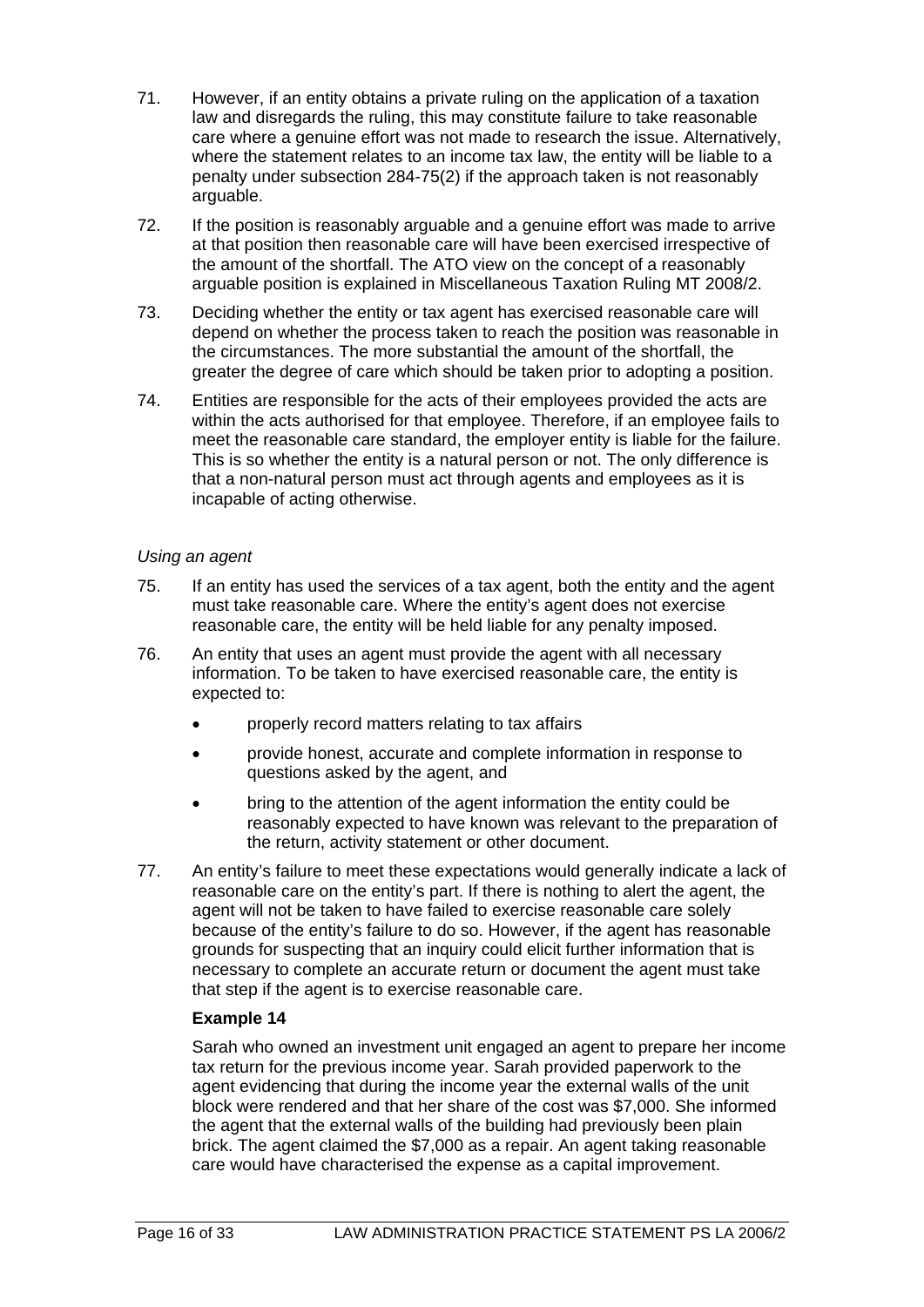71. However, if an entity obtains a private ruling on the application of a taxation law and disregards the ruling, this may constitute failure to take reasonable care where a genuine effort was not made to research the issue. Alternatively, where the statement relates to an income tax law, the entity will be liable to a penalty under subsection 284-75(2) if the approach taken is not reasonably arguable.

72. If the position is reasonably arguable and a genuine effort was made to arrive at that position then reasonable care will have been exercised irrespective of the amount of the shortfall. The ATO view on the concept of a reasonably arguable position is explained in Miscellaneous Taxation Ruling MT 2008/2.

73. Deciding whether the entity or tax agent has exercised reasonable care will depend on whether the process taken to reach the position was reasonable in the circumstances. The more substantial the amount of the shortfall, the greater the degree of care which should be taken prior to adopting a position.

74. Entities are responsible for the acts of their employees provided the acts are within the acts authorised for that employee. Therefore, if an employee fails to meet the reasonable care standard, the employer entity is liable for the failure. This is so whether the entity is a natural person or not. The only difference is that a non-natural person must act through agents and employees as it is incapable of acting otherwise.

*Using an agent*

75. If an entity has used the services of a tax agent, both the entity and the agent must take reasonable care. Where the entity's agent does not exercise reasonable care, the entity will be held liable for any penalty imposed.

76. An entity that uses an agent must provide the agent with all necessary information. To be taken to have exercised reasonable care, the entity is expected to:

- properly record matters relating to tax affairs
- provide honest, accurate and complete information in response to questions asked by the agent, and
- bring to the attention of the agent information the entity could be reasonably expected to have known was relevant to the preparation of the return, activity statement or other document.

77. An entity's failure to meet these expectations would generally indicate a lack of reasonable care on the entity's part. If there is nothing to alert the agent, the agent will not be taken to have failed to exercise reasonable care solely because of the entity's failure to do so. However, if the agent has reasonable grounds for suspecting that an inquiry could elicit further information that is necessary to complete an accurate return or document the agent must take that step if the agent is to exercise reasonable care.

**Example 14**

Sarah who owned an investment unit engaged an agent to prepare her income tax return for the previous income year. Sarah provided paperwork to the agent evidencing that during the income year the external walls of the unit block were rendered and that her share of the cost was $7,000. She informed the agent that the external walls of the building had previously been plain brick. The agent claimed the $7,000 as a repair. An agent taking reasonable care would have characterised the expense as a capital improvement.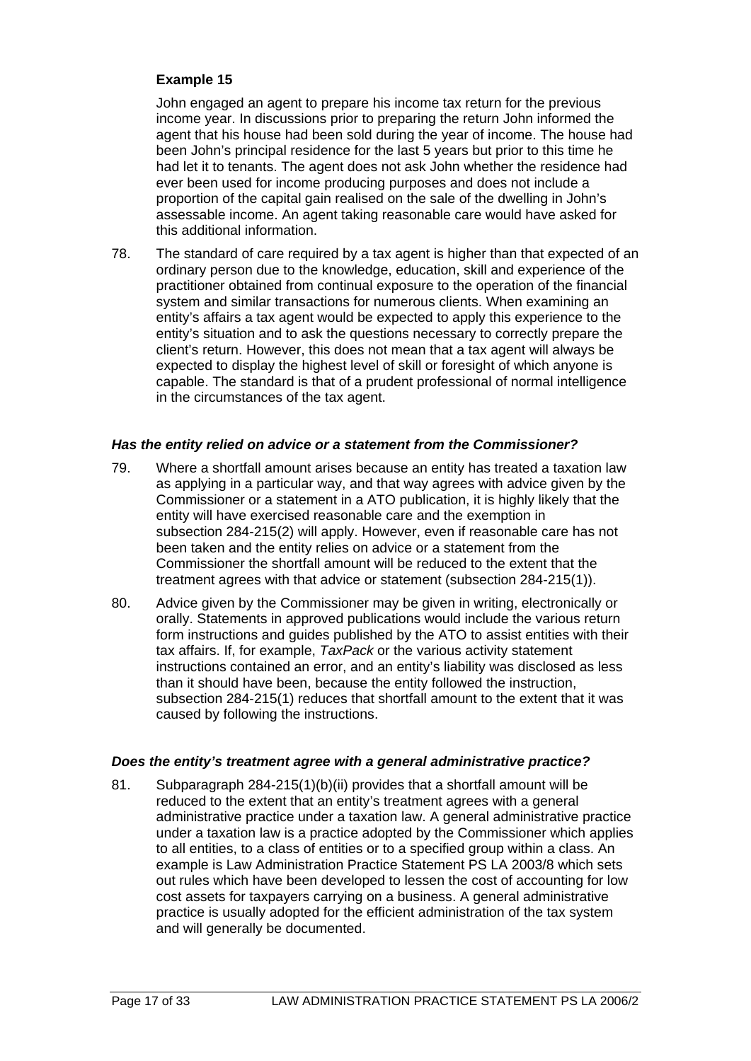**Example 15**

John engaged an agent to prepare his income tax return for the previous income year. In discussions prior to preparing the return John informed the agent that his house had been sold during the year of income. The house had been John's principal residence for the last 5 years but prior to this time he had let it to tenants. The agent does not ask John whether the residence had ever been used for income producing purposes and does not include a proportion of the capital gain realised on the sale of the dwelling in John's assessable income. An agent taking reasonable care would have asked for this additional information.

78. The standard of care required by a tax agent is higher than that expected of an ordinary person due to the knowledge, education, skill and experience of the practitioner obtained from continual exposure to the operation of the financial system and similar transactions for numerous clients. When examining an entity's affairs a tax agent would be expected to apply this experience to the entity's situation and to ask the questions necessary to correctly prepare the client's return. However, this does not mean that a tax agent will always be expected to display the highest level of skill or foresight of which anyone is capable. The standard is that of a prudent professional of normal intelligence in the circumstances of the tax agent.

### *Has the entity relied on advice or a statement from the Commissioner?*

79. Where a shortfall amount arises because an entity has treated a taxation law as applying in a particular way, and that way agrees with advice given by the Commissioner or a statement in a ATO publication, it is highly likely that the entity will have exercised reasonable care and the exemption in subsection 284-215(2) will apply. However, even if reasonable care has not been taken and the entity relies on advice or a statement from the Commissioner the shortfall amount will be reduced to the extent that the treatment agrees with that advice or statement (subsection 284-215(1)).

80. Advice given by the Commissioner may be given in writing, electronically or orally. Statements in approved publications would include the various return form instructions and guides published by the ATO to assist entities with their tax affairs. If, for example, *TaxPack* or the various activity statement instructions contained an error, and an entity's liability was disclosed as less than it should have been, because the entity followed the instruction, subsection 284-215(1) reduces that shortfall amount to the extent that it was caused by following the instructions.

### *Does the entity's treatment agree with a general administrative practice?*

81. Subparagraph 284-215(1)(b)(ii) provides that a shortfall amount will be reduced to the extent that an entity's treatment agrees with a general administrative practice under a taxation law. A general administrative practice under a taxation law is a practice adopted by the Commissioner which applies to all entities, to a class of entities or to a specified group within a class. An example is Law Administration Practice Statement PS LA 2003/8 which sets out rules which have been developed to lessen the cost of accounting for low cost assets for taxpayers carrying on a business. A general administrative practice is usually adopted for the efficient administration of the tax system and will generally be documented.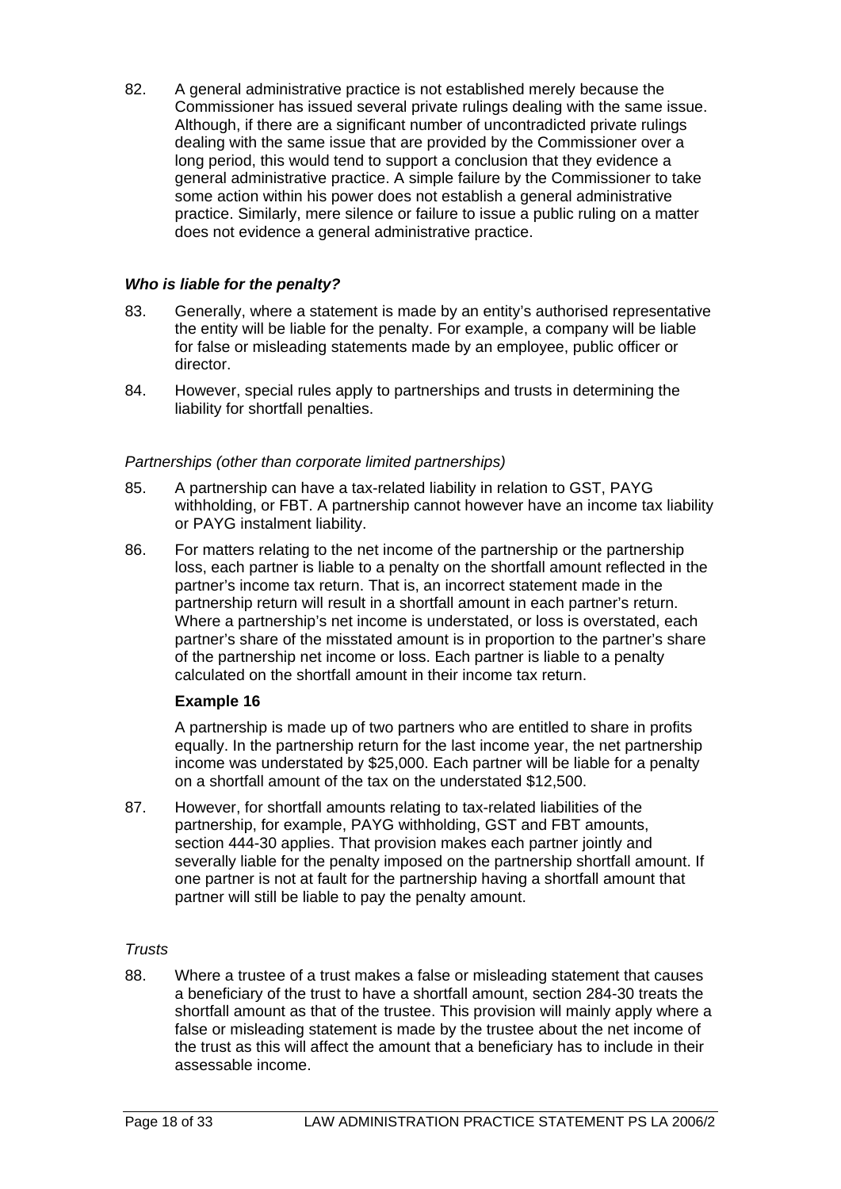82. A general administrative practice is not established merely because the Commissioner has issued several private rulings dealing with the same issue. Although, if there are a significant number of uncontradicted private rulings dealing with the same issue that are provided by the Commissioner over a long period, this would tend to support a conclusion that they evidence a general administrative practice. A simple failure by the Commissioner to take some action within his power does not establish a general administrative practice. Similarly, mere silence or failure to issue a public ruling on a matter does not evidence a general administrative practice.

### *Who is liable for the penalty?*

83. Generally, where a statement is made by an entity's authorised representative the entity will be liable for the penalty. For example, a company will be liable for false or misleading statements made by an employee, public officer or director.

84. However, special rules apply to partnerships and trusts in determining the liability for shortfall penalties.

#### *Partnerships (other than corporate limited partnerships)*

85. A partnership can have a tax-related liability in relation to GST, PAYG withholding, or FBT. A partnership cannot however have an income tax liability or PAYG instalment liability.

86. For matters relating to the net income of the partnership or the partnership loss, each partner is liable to a penalty on the shortfall amount reflected in the partner's income tax return. That is, an incorrect statement made in the partnership return will result in a shortfall amount in each partner's return. Where a partnership's net income is understated, or loss is overstated, each partner's share of the misstated amount is in proportion to the partner's share of the partnership net income or loss. Each partner is liable to a penalty calculated on the shortfall amount in their income tax return.

**Example 16**

A partnership is made up of two partners who are entitled to share in profits equally. In the partnership return for the last income year, the net partnership income was understated by $25,000. Each partner will be liable for a penalty on a shortfall amount of the tax on the understated $12,500.

87. However, for shortfall amounts relating to tax-related liabilities of the partnership, for example, PAYG withholding, GST and FBT amounts, section 444-30 applies. That provision makes each partner jointly and severally liable for the penalty imposed on the partnership shortfall amount. If one partner is not at fault for the partnership having a shortfall amount that partner will still be liable to pay the penalty amount.

#### *Trusts*

88. Where a trustee of a trust makes a false or misleading statement that causes a beneficiary of the trust to have a shortfall amount, section 284-30 treats the shortfall amount as that of the trustee. This provision will mainly apply where a false or misleading statement is made by the trustee about the net income of the trust as this will affect the amount that a beneficiary has to include in their assessable income.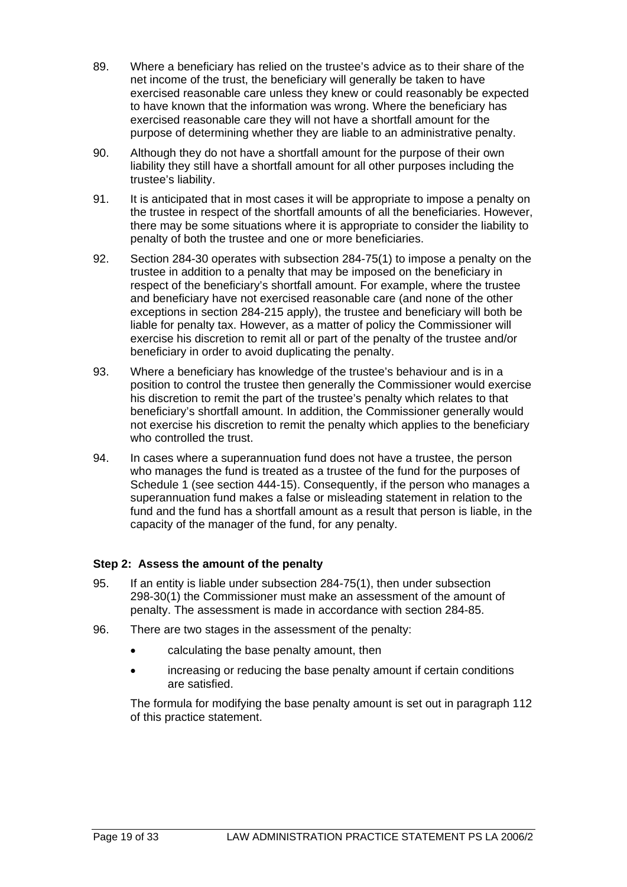89. Where a beneficiary has relied on the trustee's advice as to their share of the net income of the trust, the beneficiary will generally be taken to have exercised reasonable care unless they knew or could reasonably be expected to have known that the information was wrong. Where the beneficiary has exercised reasonable care they will not have a shortfall amount for the purpose of determining whether they are liable to an administrative penalty.

90. Although they do not have a shortfall amount for the purpose of their own liability they still have a shortfall amount for all other purposes including the trustee's liability.

91. It is anticipated that in most cases it will be appropriate to impose a penalty on the trustee in respect of the shortfall amounts of all the beneficiaries. However, there may be some situations where it is appropriate to consider the liability to penalty of both the trustee and one or more beneficiaries.

92. Section 284-30 operates with subsection 284-75(1) to impose a penalty on the trustee in addition to a penalty that may be imposed on the beneficiary in respect of the beneficiary's shortfall amount. For example, where the trustee and beneficiary have not exercised reasonable care (and none of the other exceptions in section 284-215 apply), the trustee and beneficiary will both be liable for penalty tax. However, as a matter of policy the Commissioner will exercise his discretion to remit all or part of the penalty of the trustee and/or beneficiary in order to avoid duplicating the penalty.

93. Where a beneficiary has knowledge of the trustee's behaviour and is in a position to control the trustee then generally the Commissioner would exercise his discretion to remit the part of the trustee's penalty which relates to that beneficiary's shortfall amount. In addition, the Commissioner generally would not exercise his discretion to remit the penalty which applies to the beneficiary who controlled the trust.

94. In cases where a superannuation fund does not have a trustee, the person who manages the fund is treated as a trustee of the fund for the purposes of Schedule 1 (see section 444-15). Consequently, if the person who manages a superannuation fund makes a false or misleading statement in relation to the fund and the fund has a shortfall amount as a result that person is liable, in the capacity of the manager of the fund, for any penalty.

### Step 2: Assess the amount of the penalty

95. If an entity is liable under subsection 284-75(1), then under subsection 298-30(1) the Commissioner must make an assessment of the amount of penalty. The assessment is made in accordance with section 284-85.

96. There are two stages in the assessment of the penalty:

- calculating the base penalty amount, then
- increasing or reducing the base penalty amount if certain conditions are satisfied.

The formula for modifying the base penalty amount is set out in paragraph 112 of this practice statement.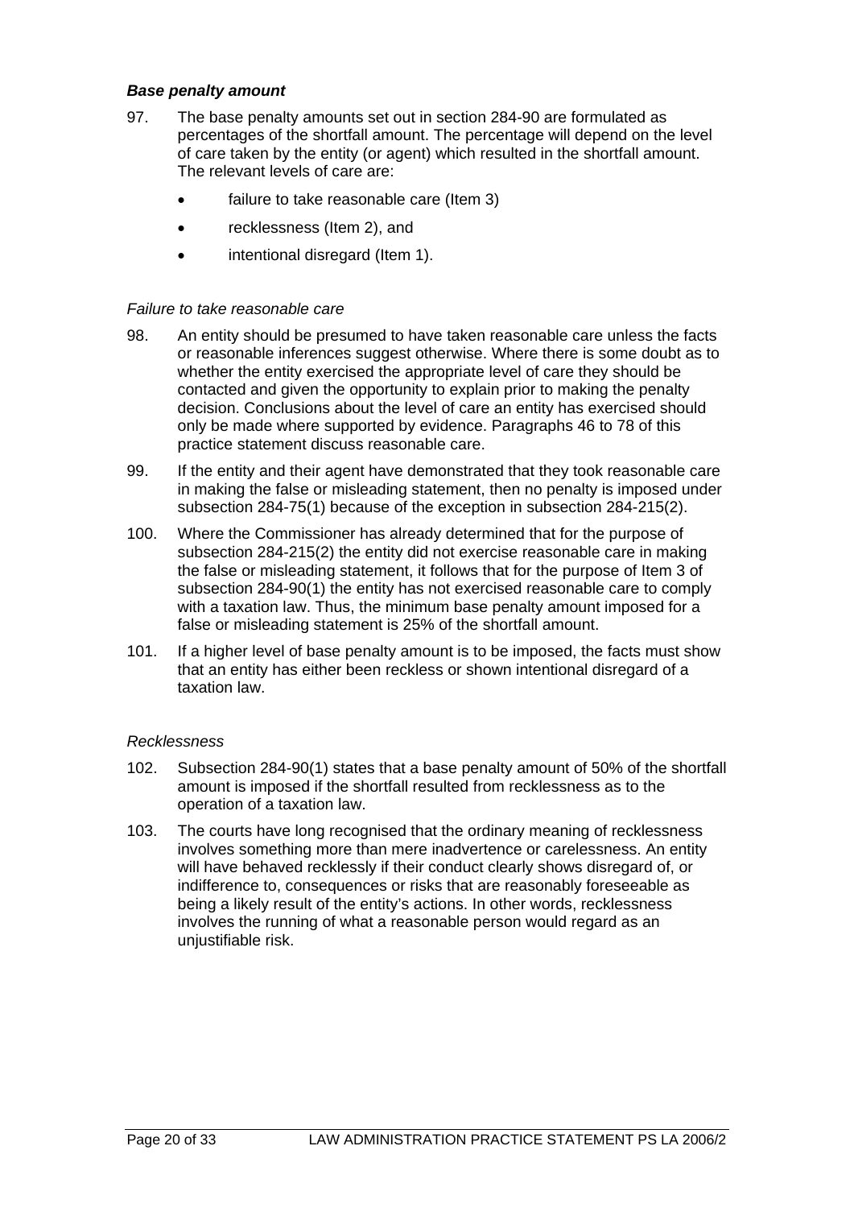### ***Base penalty amount***

97. The base penalty amounts set out in section 284-90 are formulated as percentages of the shortfall amount. The percentage will depend on the level of care taken by the entity (or agent) which resulted in the shortfall amount. The relevant levels of care are:

    - failure to take reasonable care (Item 3)
    - recklessness (Item 2), and
    - intentional disregard (Item 1).

#### *Failure to take reasonable care*

98. An entity should be presumed to have taken reasonable care unless the facts or reasonable inferences suggest otherwise. Where there is some doubt as to whether the entity exercised the appropriate level of care they should be contacted and given the opportunity to explain prior to making the penalty decision. Conclusions about the level of care an entity has exercised should only be made where supported by evidence. Paragraphs 46 to 78 of this practice statement discuss reasonable care.

99. If the entity and their agent have demonstrated that they took reasonable care in making the false or misleading statement, then no penalty is imposed under subsection 284-75(1) because of the exception in subsection 284-215(2).

100. Where the Commissioner has already determined that for the purpose of subsection 284-215(2) the entity did not exercise reasonable care in making the false or misleading statement, it follows that for the purpose of Item 3 of subsection 284-90(1) the entity has not exercised reasonable care to comply with a taxation law. Thus, the minimum base penalty amount imposed for a false or misleading statement is 25% of the shortfall amount.

101. If a higher level of base penalty amount is to be imposed, the facts must show that an entity has either been reckless or shown intentional disregard of a taxation law.

#### *Recklessness*

102. Subsection 284-90(1) states that a base penalty amount of 50% of the shortfall amount is imposed if the shortfall resulted from recklessness as to the operation of a taxation law.

103. The courts have long recognised that the ordinary meaning of recklessness involves something more than mere inadvertence or carelessness. An entity will have behaved recklessly if their conduct clearly shows disregard of, or indifference to, consequences or risks that are reasonably foreseeable as being a likely result of the entity's actions. In other words, recklessness involves the running of what a reasonable person would regard as an unjustifiable risk.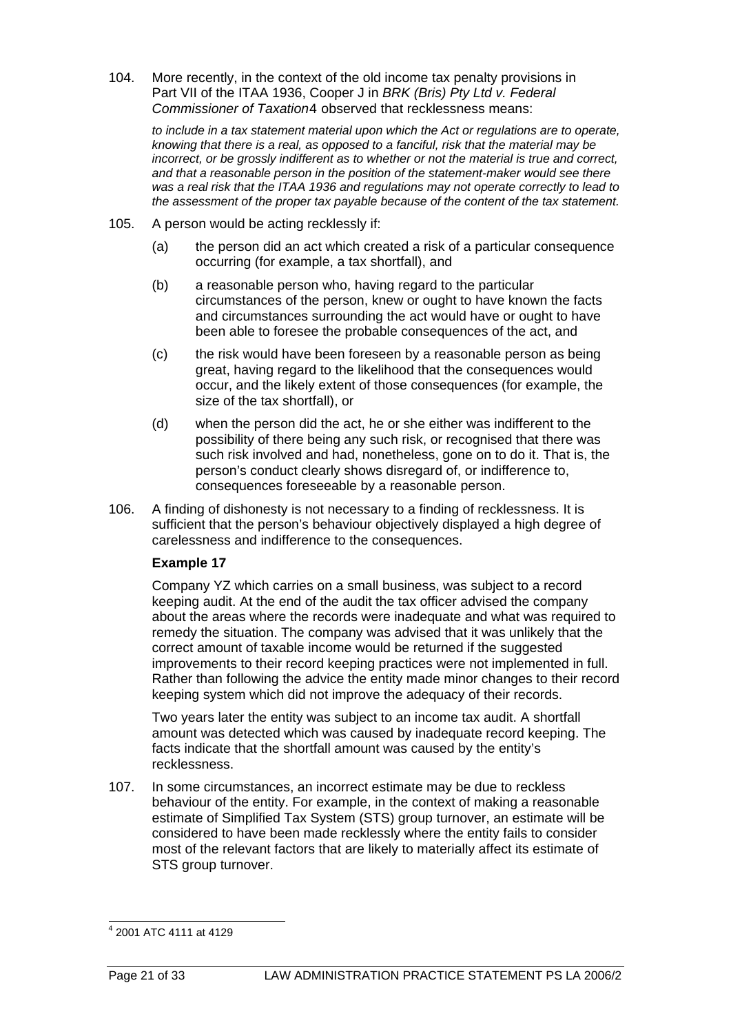104. More recently, in the context of the old income tax penalty provisions in Part VII of the ITAA 1936, Cooper J in *BRK (Bris) Pty Ltd v. Federal Commissioner of Taxation*[4] observed that recklessness means:

> *to include in a tax statement material upon which the Act or regulations are to operate, knowing that there is a real, as opposed to a fanciful, risk that the material may be incorrect, or be grossly indifferent as to whether or not the material is true and correct, and that a reasonable person in the position of the statement-maker would see there was a real risk that the ITAA 1936 and regulations may not operate correctly to lead to the assessment of the proper tax payable because of the content of the tax statement.*

105. A person would be acting recklessly if:

(a) the person did an act which created a risk of a particular consequence occurring (for example, a tax shortfall), and

(b) a reasonable person who, having regard to the particular circumstances of the person, knew or ought to have known the facts and circumstances surrounding the act would have or ought to have been able to foresee the probable consequences of the act, and

(c) the risk would have been foreseen by a reasonable person as being great, having regard to the likelihood that the consequences would occur, and the likely extent of those consequences (for example, the size of the tax shortfall), or

(d) when the person did the act, he or she either was indifferent to the possibility of there being any such risk, or recognised that there was such risk involved and had, nonetheless, gone on to do it. That is, the person's conduct clearly shows disregard of, or indifference to, consequences foreseeable by a reasonable person.

106. A finding of dishonesty is not necessary to a finding of recklessness. It is sufficient that the person's behaviour objectively displayed a high degree of carelessness and indifference to the consequences.

**Example 17**

Company YZ which carries on a small business, was subject to a record keeping audit. At the end of the audit the tax officer advised the company about the areas where the records were inadequate and what was required to remedy the situation. The company was advised that it was unlikely that the correct amount of taxable income would be returned if the suggested improvements to their record keeping practices were not implemented in full. Rather than following the advice the entity made minor changes to their record keeping system which did not improve the adequacy of their records.

Two years later the entity was subject to an income tax audit. A shortfall amount was detected which was caused by inadequate record keeping. The facts indicate that the shortfall amount was caused by the entity's recklessness.

107. In some circumstances, an incorrect estimate may be due to reckless behaviour of the entity. For example, in the context of making a reasonable estimate of Simplified Tax System (STS) group turnover, an estimate will be considered to have been made recklessly where the entity fails to consider most of the relevant factors that are likely to materially affect its estimate of STS group turnover.

---

[4] 2001 ATC 4111 at 4129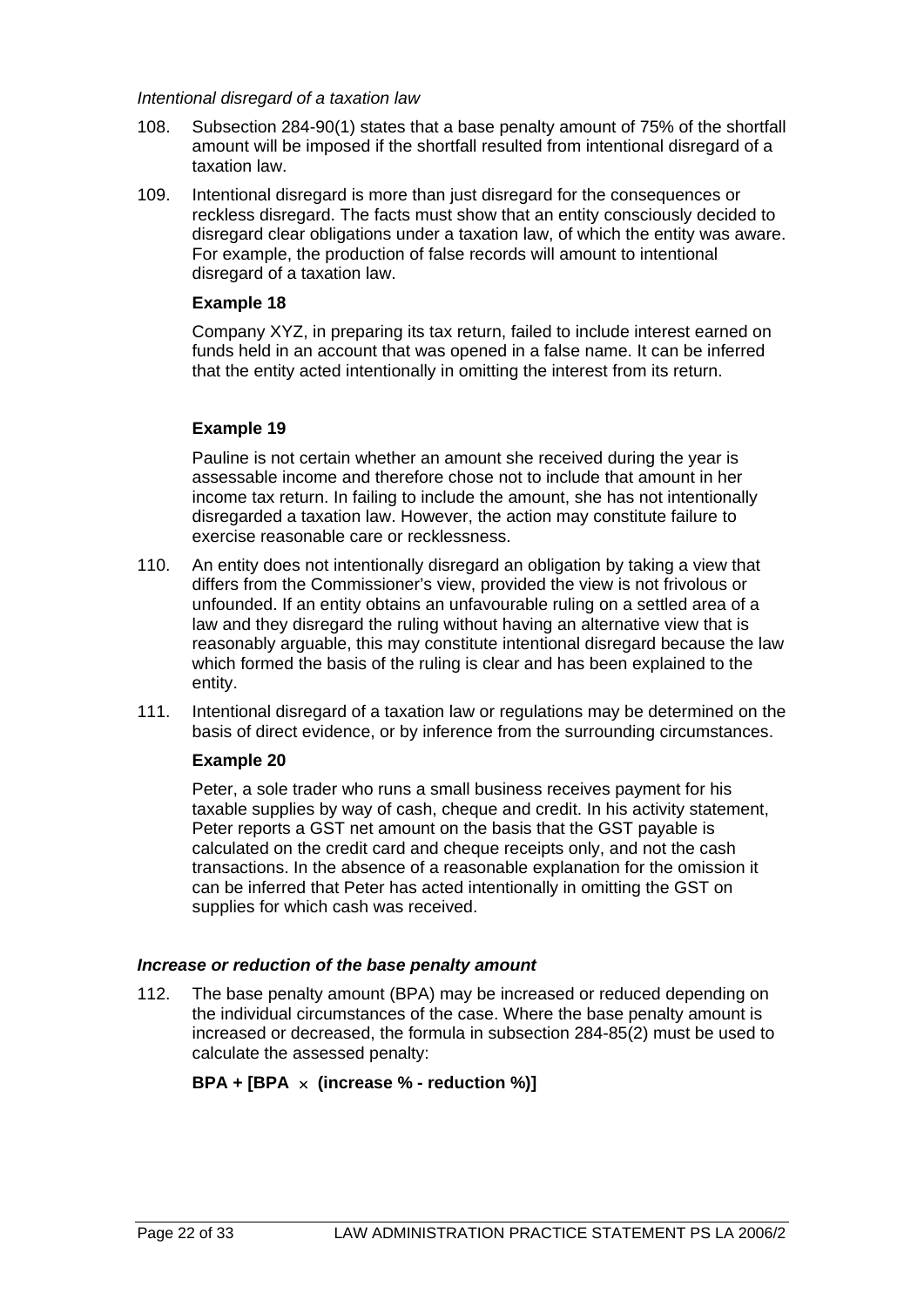*Intentional disregard of a taxation law*

108. Subsection 284-90(1) states that a base penalty amount of 75% of the shortfall amount will be imposed if the shortfall resulted from intentional disregard of a taxation law.

109. Intentional disregard is more than just disregard for the consequences or reckless disregard. The facts must show that an entity consciously decided to disregard clear obligations under a taxation law, of which the entity was aware. For example, the production of false records will amount to intentional disregard of a taxation law.

**Example 18**

Company XYZ, in preparing its tax return, failed to include interest earned on funds held in an account that was opened in a false name. It can be inferred that the entity acted intentionally in omitting the interest from its return.

**Example 19**

Pauline is not certain whether an amount she received during the year is assessable income and therefore chose not to include that amount in her income tax return. In failing to include the amount, she has not intentionally disregarded a taxation law. However, the action may constitute failure to exercise reasonable care or recklessness.

110. An entity does not intentionally disregard an obligation by taking a view that differs from the Commissioner's view, provided the view is not frivolous or unfounded. If an entity obtains an unfavourable ruling on a settled area of a law and they disregard the ruling without having an alternative view that is reasonably arguable, this may constitute intentional disregard because the law which formed the basis of the ruling is clear and has been explained to the entity.

111. Intentional disregard of a taxation law or regulations may be determined on the basis of direct evidence, or by inference from the surrounding circumstances.

**Example 20**

Peter, a sole trader who runs a small business receives payment for his taxable supplies by way of cash, cheque and credit. In his activity statement, Peter reports a GST net amount on the basis that the GST payable is calculated on the credit card and cheque receipts only, and not the cash transactions. In the absence of a reasonable explanation for the omission it can be inferred that Peter has acted intentionally in omitting the GST on supplies for which cash was received.

### *Increase or reduction of the base penalty amount*

112. The base penalty amount (BPA) may be increased or reduced depending on the individual circumstances of the case. Where the base penalty amount is increased or decreased, the formula in subsection 284-85(2) must be used to calculate the assessed penalty:

**BPA + [BPA × (increase % - reduction %)]**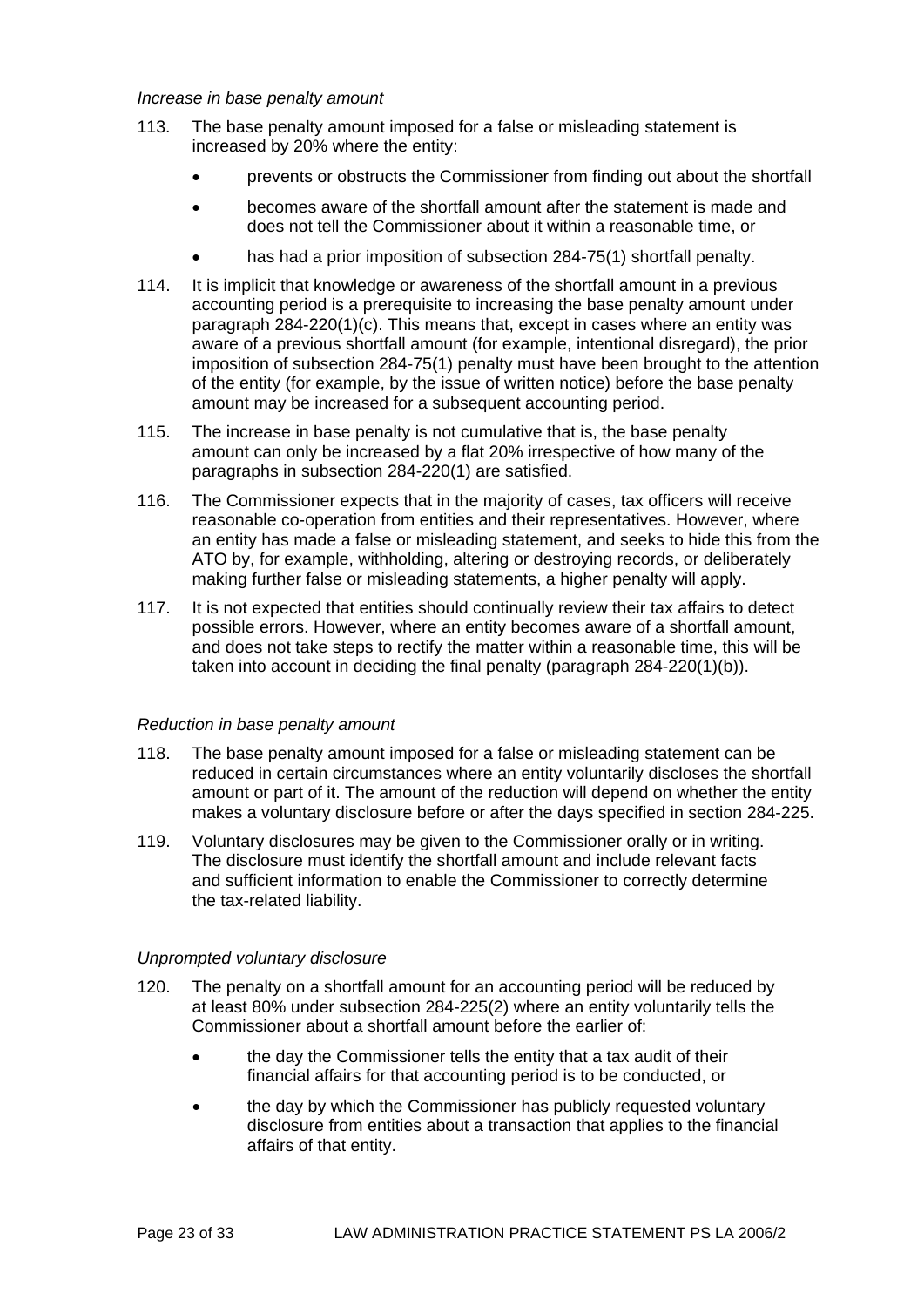*Increase in base penalty amount*

113. The base penalty amount imposed for a false or misleading statement is increased by 20% where the entity:

- prevents or obstructs the Commissioner from finding out about the shortfall
- becomes aware of the shortfall amount after the statement is made and does not tell the Commissioner about it within a reasonable time, or
- has had a prior imposition of subsection 284-75(1) shortfall penalty.

114. It is implicit that knowledge or awareness of the shortfall amount in a previous accounting period is a prerequisite to increasing the base penalty amount under paragraph 284-220(1)(c). This means that, except in cases where an entity was aware of a previous shortfall amount (for example, intentional disregard), the prior imposition of subsection 284-75(1) penalty must have been brought to the attention of the entity (for example, by the issue of written notice) before the base penalty amount may be increased for a subsequent accounting period.

115. The increase in base penalty is not cumulative that is, the base penalty amount can only be increased by a flat 20% irrespective of how many of the paragraphs in subsection 284-220(1) are satisfied.

116. The Commissioner expects that in the majority of cases, tax officers will receive reasonable co-operation from entities and their representatives. However, where an entity has made a false or misleading statement, and seeks to hide this from the ATO by, for example, withholding, altering or destroying records, or deliberately making further false or misleading statements, a higher penalty will apply.

117. It is not expected that entities should continually review their tax affairs to detect possible errors. However, where an entity becomes aware of a shortfall amount, and does not take steps to rectify the matter within a reasonable time, this will be taken into account in deciding the final penalty (paragraph 284-220(1)(b)).

*Reduction in base penalty amount*

118. The base penalty amount imposed for a false or misleading statement can be reduced in certain circumstances where an entity voluntarily discloses the shortfall amount or part of it. The amount of the reduction will depend on whether the entity makes a voluntary disclosure before or after the days specified in section 284-225.

119. Voluntary disclosures may be given to the Commissioner orally or in writing. The disclosure must identify the shortfall amount and include relevant facts and sufficient information to enable the Commissioner to correctly determine the tax-related liability.

*Unprompted voluntary disclosure*

120. The penalty on a shortfall amount for an accounting period will be reduced by at least 80% under subsection 284-225(2) where an entity voluntarily tells the Commissioner about a shortfall amount before the earlier of:

- the day the Commissioner tells the entity that a tax audit of their financial affairs for that accounting period is to be conducted, or
- the day by which the Commissioner has publicly requested voluntary disclosure from entities about a transaction that applies to the financial affairs of that entity.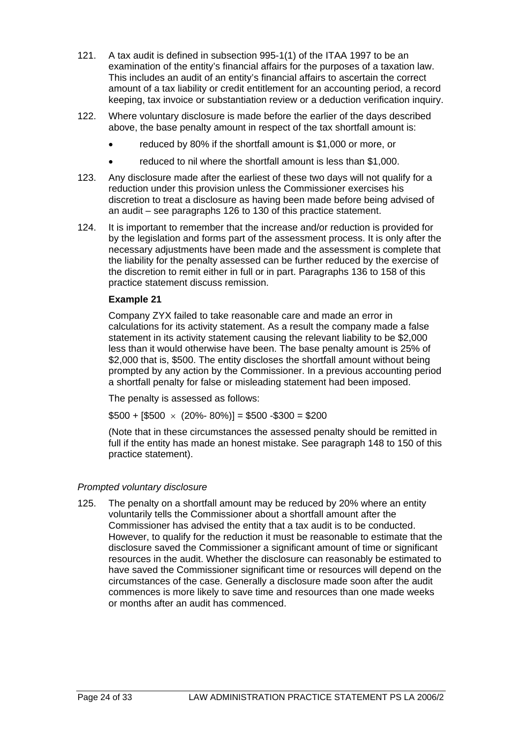121. A tax audit is defined in subsection 995-1(1) of the ITAA 1997 to be an examination of the entity's financial affairs for the purposes of a taxation law. This includes an audit of an entity's financial affairs to ascertain the correct amount of a tax liability or credit entitlement for an accounting period, a record keeping, tax invoice or substantiation review or a deduction verification inquiry.

122. Where voluntary disclosure is made before the earlier of the days described above, the base penalty amount in respect of the tax shortfall amount is:

- reduced by 80% if the shortfall amount is $1,000 or more, or
- reduced to nil where the shortfall amount is less than $1,000.

123. Any disclosure made after the earliest of these two days will not qualify for a reduction under this provision unless the Commissioner exercises his discretion to treat a disclosure as having been made before being advised of an audit – see paragraphs 126 to 130 of this practice statement.

124. It is important to remember that the increase and/or reduction is provided for by the legislation and forms part of the assessment process. It is only after the necessary adjustments have been made and the assessment is complete that the liability for the penalty assessed can be further reduced by the exercise of the discretion to remit either in full or in part. Paragraphs 136 to 158 of this practice statement discuss remission.

**Example 21**

Company ZYX failed to take reasonable care and made an error in calculations for its activity statement. As a result the company made a false statement in its activity statement causing the relevant liability to be $2,000 less than it would otherwise have been. The base penalty amount is 25% of $2,000 that is, $500. The entity discloses the shortfall amount without being prompted by any action by the Commissioner. In a previous accounting period a shortfall penalty for false or misleading statement had been imposed.

The penalty is assessed as follows:

$\$500 + [\$500 \times (20\% - 80\%)] = \$500 - \$300 = \$200$

(Note that in these circumstances the assessed penalty should be remitted in full if the entity has made an honest mistake. See paragraph 148 to 150 of this practice statement).

*Prompted voluntary disclosure*

125. The penalty on a shortfall amount may be reduced by 20% where an entity voluntarily tells the Commissioner about a shortfall amount after the Commissioner has advised the entity that a tax audit is to be conducted. However, to qualify for the reduction it must be reasonable to estimate that the disclosure saved the Commissioner a significant amount of time or significant resources in the audit. Whether the disclosure can reasonably be estimated to have saved the Commissioner significant time or resources will depend on the circumstances of the case. Generally a disclosure made soon after the audit commences is more likely to save time and resources than one made weeks or months after an audit has commenced.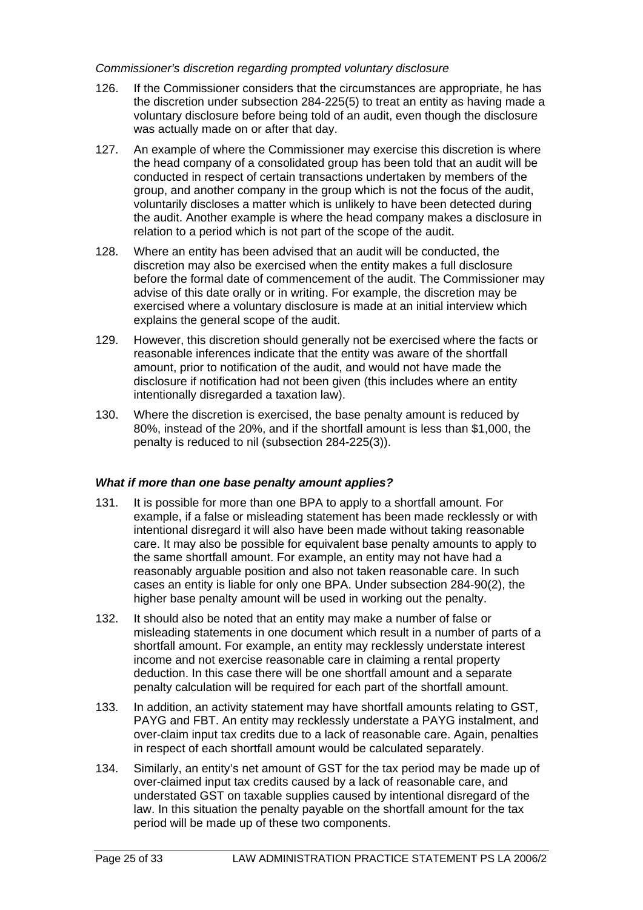*Commissioner's discretion regarding prompted voluntary disclosure*

126. If the Commissioner considers that the circumstances are appropriate, he has the discretion under subsection 284-225(5) to treat an entity as having made a voluntary disclosure before being told of an audit, even though the disclosure was actually made on or after that day.

127. An example of where the Commissioner may exercise this discretion is where the head company of a consolidated group has been told that an audit will be conducted in respect of certain transactions undertaken by members of the group, and another company in the group which is not the focus of the audit, voluntarily discloses a matter which is unlikely to have been detected during the audit. Another example is where the head company makes a disclosure in relation to a period which is not part of the scope of the audit.

128. Where an entity has been advised that an audit will be conducted, the discretion may also be exercised when the entity makes a full disclosure before the formal date of commencement of the audit. The Commissioner may advise of this date orally or in writing. For example, the discretion may be exercised where a voluntary disclosure is made at an initial interview which explains the general scope of the audit.

129. However, this discretion should generally not be exercised where the facts or reasonable inferences indicate that the entity was aware of the shortfall amount, prior to notification of the audit, and would not have made the disclosure if notification had not been given (this includes where an entity intentionally disregarded a taxation law).

130. Where the discretion is exercised, the base penalty amount is reduced by 80%, instead of the 20%, and if the shortfall amount is less than $1,000, the penalty is reduced to nil (subsection 284-225(3)).

### *What if more than one base penalty amount applies?*

131. It is possible for more than one BPA to apply to a shortfall amount. For example, if a false or misleading statement has been made recklessly or with intentional disregard it will also have been made without taking reasonable care. It may also be possible for equivalent base penalty amounts to apply to the same shortfall amount. For example, an entity may not have had a reasonably arguable position and also not taken reasonable care. In such cases an entity is liable for only one BPA. Under subsection 284-90(2), the higher base penalty amount will be used in working out the penalty.

132. It should also be noted that an entity may make a number of false or misleading statements in one document which result in a number of parts of a shortfall amount. For example, an entity may recklessly understate interest income and not exercise reasonable care in claiming a rental property deduction. In this case there will be one shortfall amount and a separate penalty calculation will be required for each part of the shortfall amount.

133. In addition, an activity statement may have shortfall amounts relating to GST, PAYG and FBT. An entity may recklessly understate a PAYG instalment, and over-claim input tax credits due to a lack of reasonable care. Again, penalties in respect of each shortfall amount would be calculated separately.

134. Similarly, an entity's net amount of GST for the tax period may be made up of over-claimed input tax credits caused by a lack of reasonable care, and understated GST on taxable supplies caused by intentional disregard of the law. In this situation the penalty payable on the shortfall amount for the tax period will be made up of these two components.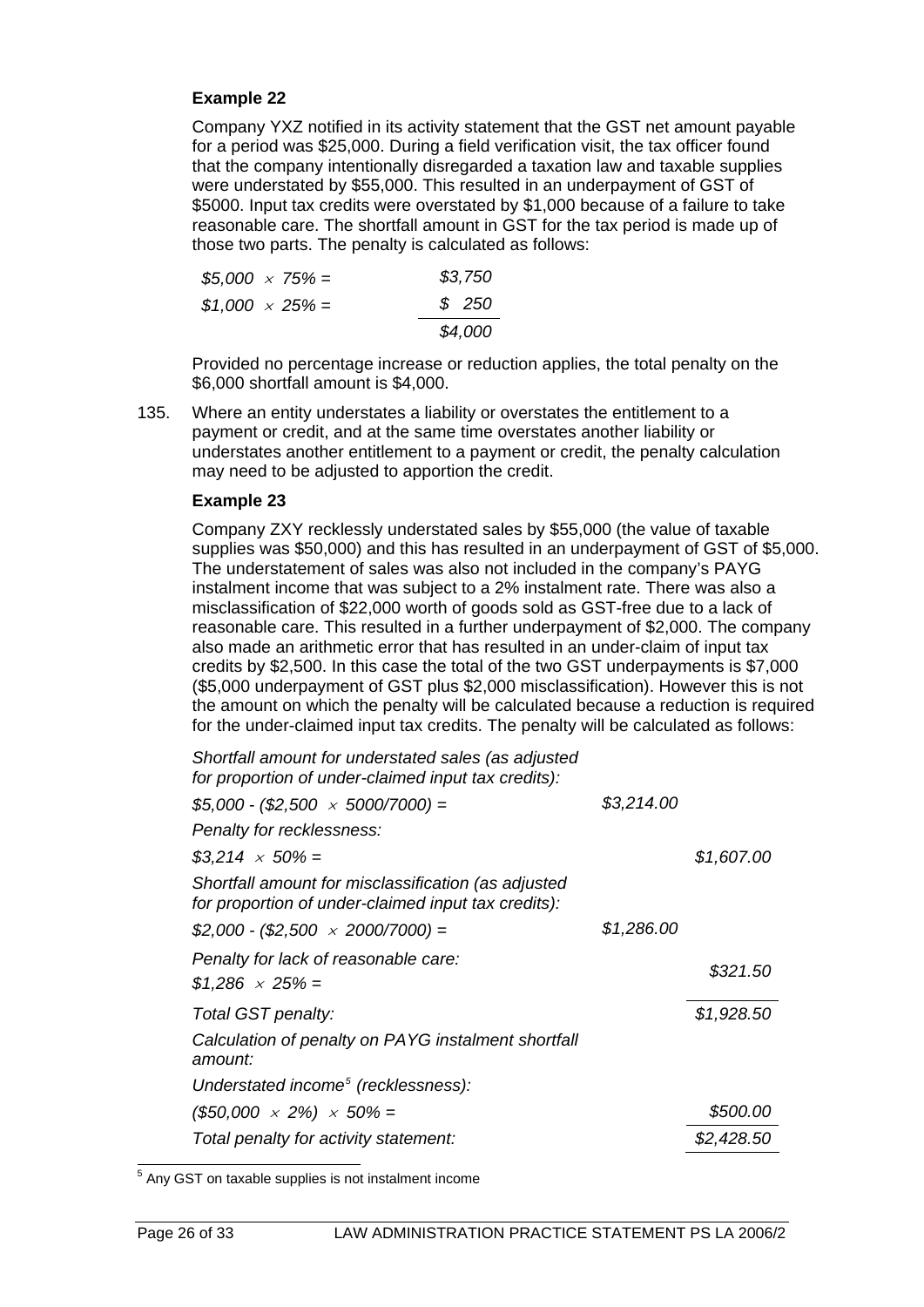**Example 22**

Company YXZ notified in its activity statement that the GST net amount payable for a period was \$25,000. During a field verification visit, the tax officer found that the company intentionally disregarded a taxation law and taxable supplies were understated by \$55,000. This resulted in an underpayment of GST of \$5000. Input tax credits were overstated by \$1,000 because of a failure to take reasonable care. The shortfall amount in GST for the tax period is made up of those two parts. The penalty is calculated as follows:

| | |
|---|---|
| *\$5,000 × 75% =* | *\$3,750* |
| *\$1,000 × 25% =* | *\$ 250* |
| | *\$4,000* |

Provided no percentage increase or reduction applies, the total penalty on the \$6,000 shortfall amount is \$4,000.

135. Where an entity understates a liability or overstates the entitlement to a payment or credit, and at the same time overstates another liability or understates another entitlement to a payment or credit, the penalty calculation may need to be adjusted to apportion the credit.

**Example 23**

Company ZXY recklessly understated sales by \$55,000 (the value of taxable supplies was \$50,000) and this has resulted in an underpayment of GST of \$5,000. The understatement of sales was also not included in the company's PAYG instalment income that was subject to a 2% instalment rate. There was also a misclassification of \$22,000 worth of goods sold as GST-free due to a lack of reasonable care. This resulted in a further underpayment of \$2,000. The company also made an arithmetic error that has resulted in an under-claim of input tax credits by \$2,500. In this case the total of the two GST underpayments is \$7,000 (\$5,000 underpayment of GST plus \$2,000 misclassification). However this is not the amount on which the penalty will be calculated because a reduction is required for the under-claimed input tax credits. The penalty will be calculated as follows:

| | | |
|---|---|---|
| *Shortfall amount for understated sales (as adjusted for proportion of under-claimed input tax credits):* | | |
| *\$5,000 - (\$2,500 × 5000/7000) =* | *\$3,214.00* | |
| *Penalty for recklessness:* | | |
| *\$3,214 × 50% =* | | *\$1,607.00* |
| *Shortfall amount for misclassification (as adjusted for proportion of under-claimed input tax credits):* | | |
| *\$2,000 - (\$2,500 × 2000/7000) =* | *\$1,286.00* | |
| *Penalty for lack of reasonable care:* *\$1,286 × 25% =* | | *\$321.50* |
| *Total GST penalty:* | | *\$1,928.50* |
| *Calculation of penalty on PAYG instalment shortfall amount:* | | |
| *Understated income[5] (recklessness):* | | |
| *(\$50,000 × 2%) × 50% =* | | *\$500.00* |
| *Total penalty for activity statement:* | | *\$2,428.50* |

[5] Any GST on taxable supplies is not instalment income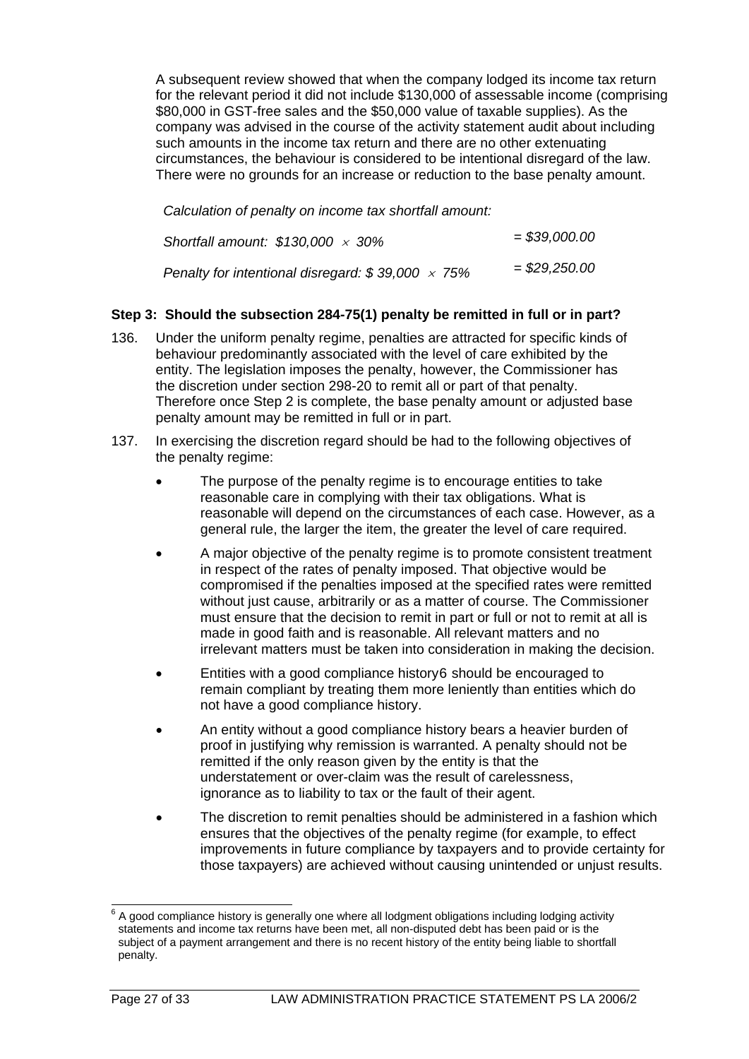A subsequent review showed that when the company lodged its income tax return for the relevant period it did not include \$130,000 of assessable income (comprising \$80,000 in GST-free sales and the \$50,000 value of taxable supplies). As the company was advised in the course of the activity statement audit about including such amounts in the income tax return and there are no other extenuating circumstances, the behaviour is considered to be intentional disregard of the law. There were no grounds for an increase or reduction to the base penalty amount.

*Calculation of penalty on income tax shortfall amount:*

| | |
|---|---|
| *Shortfall amount: \$130,000 × 30%* | *= \$39,000.00* |
| *Penalty for intentional disregard: \$ 39,000 × 75%* | *= \$29,250.00* |

**Step 3: Should the subsection 284-75(1) penalty be remitted in full or in part?**

136. Under the uniform penalty regime, penalties are attracted for specific kinds of behaviour predominantly associated with the level of care exhibited by the entity. The legislation imposes the penalty, however, the Commissioner has the discretion under section 298-20 to remit all or part of that penalty. Therefore once Step 2 is complete, the base penalty amount or adjusted base penalty amount may be remitted in full or in part.

137. In exercising the discretion regard should be had to the following objectives of the penalty regime:

- The purpose of the penalty regime is to encourage entities to take reasonable care in complying with their tax obligations. What is reasonable will depend on the circumstances of each case. However, as a general rule, the larger the item, the greater the level of care required.
- A major objective of the penalty regime is to promote consistent treatment in respect of the rates of penalty imposed. That objective would be compromised if the penalties imposed at the specified rates were remitted without just cause, arbitrarily or as a matter of course. The Commissioner must ensure that the decision to remit in part or full or not to remit at all is made in good faith and is reasonable. All relevant matters and no irrelevant matters must be taken into consideration in making the decision.
- Entities with a good compliance history[6] should be encouraged to remain compliant by treating them more leniently than entities which do not have a good compliance history.
- An entity without a good compliance history bears a heavier burden of proof in justifying why remission is warranted. A penalty should not be remitted if the only reason given by the entity is that the understatement or over-claim was the result of carelessness, ignorance as to liability to tax or the fault of their agent.
- The discretion to remit penalties should be administered in a fashion which ensures that the objectives of the penalty regime (for example, to effect improvements in future compliance by taxpayers and to provide certainty for those taxpayers) are achieved without causing unintended or unjust results.

[6] A good compliance history is generally one where all lodgment obligations including lodging activity statements and income tax returns have been met, all non-disputed debt has been paid or is the subject of a payment arrangement and there is no recent history of the entity being liable to shortfall penalty.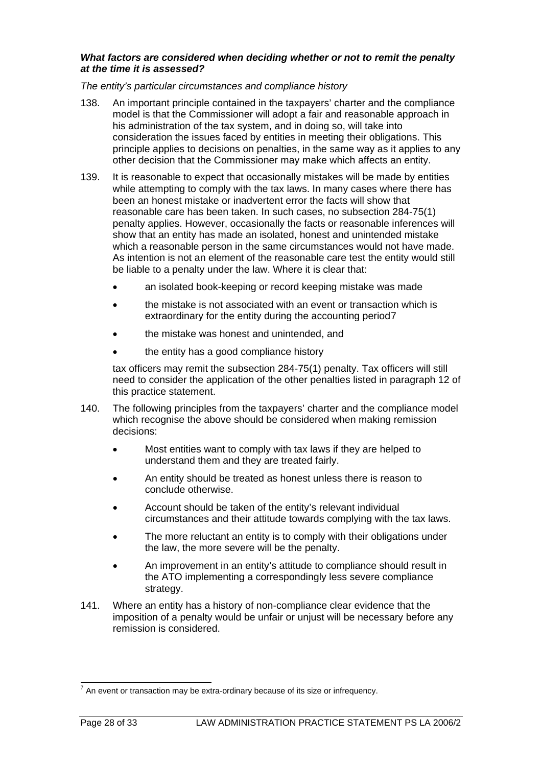***What factors are considered when deciding whether or not to remit the penalty at the time it is assessed?***

*The entity's particular circumstances and compliance history*

138. An important principle contained in the taxpayers' charter and the compliance model is that the Commissioner will adopt a fair and reasonable approach in his administration of the tax system, and in doing so, will take into consideration the issues faced by entities in meeting their obligations. This principle applies to decisions on penalties, in the same way as it applies to any other decision that the Commissioner may make which affects an entity.

139. It is reasonable to expect that occasionally mistakes will be made by entities while attempting to comply with the tax laws. In many cases where there has been an honest mistake or inadvertent error the facts will show that reasonable care has been taken. In such cases, no subsection 284-75(1) penalty applies. However, occasionally the facts or reasonable inferences will show that an entity has made an isolated, honest and unintended mistake which a reasonable person in the same circumstances would not have made. As intention is not an element of the reasonable care test the entity would still be liable to a penalty under the law. Where it is clear that:

- an isolated book-keeping or record keeping mistake was made
- the mistake is not associated with an event or transaction which is extraordinary for the entity during the accounting period[7]
- the mistake was honest and unintended, and
- the entity has a good compliance history

tax officers may remit the subsection 284-75(1) penalty. Tax officers will still need to consider the application of the other penalties listed in paragraph 12 of this practice statement.

140. The following principles from the taxpayers' charter and the compliance model which recognise the above should be considered when making remission decisions:

- Most entities want to comply with tax laws if they are helped to understand them and they are treated fairly.
- An entity should be treated as honest unless there is reason to conclude otherwise.
- Account should be taken of the entity's relevant individual circumstances and their attitude towards complying with the tax laws.
- The more reluctant an entity is to comply with their obligations under the law, the more severe will be the penalty.
- An improvement in an entity's attitude to compliance should result in the ATO implementing a correspondingly less severe compliance strategy.

141. Where an entity has a history of non-compliance clear evidence that the imposition of a penalty would be unfair or unjust will be necessary before any remission is considered.

[7] An event or transaction may be extra-ordinary because of its size or infrequency.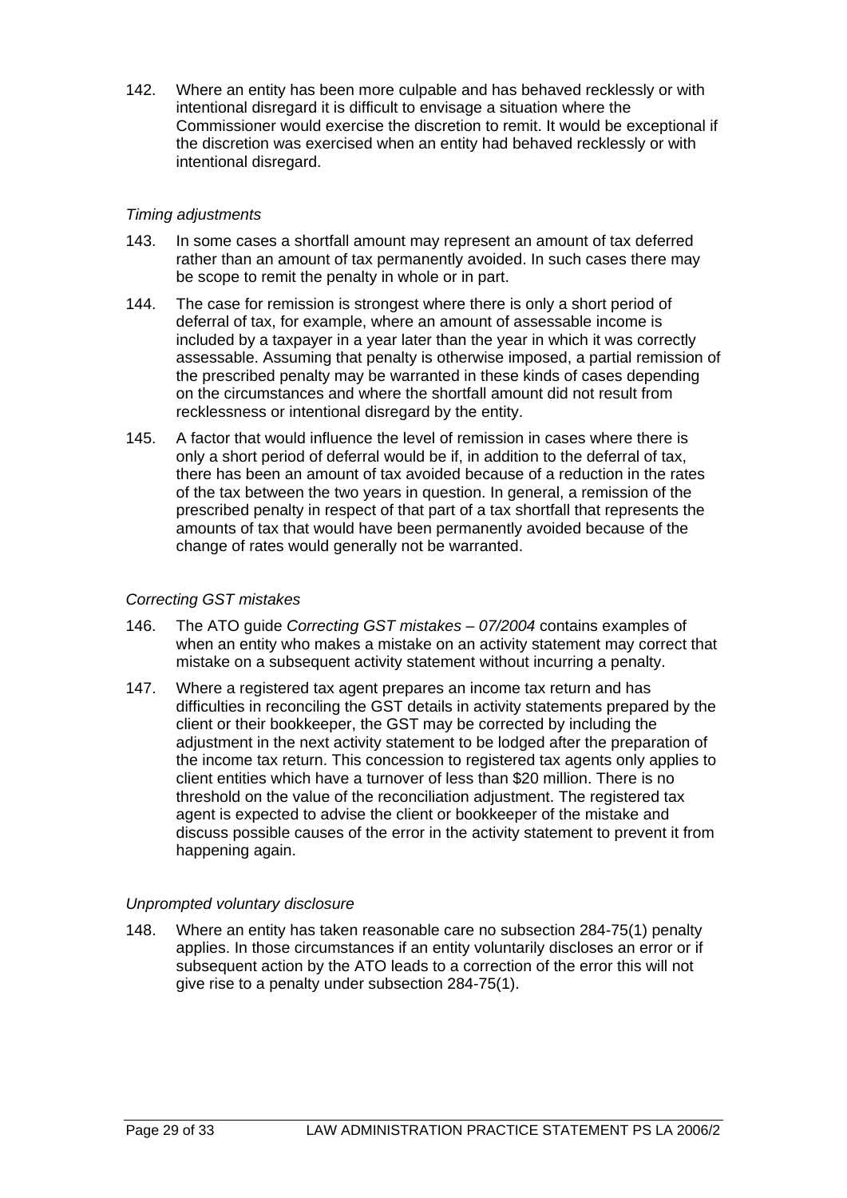142. Where an entity has been more culpable and has behaved recklessly or with intentional disregard it is difficult to envisage a situation where the Commissioner would exercise the discretion to remit. It would be exceptional if the discretion was exercised when an entity had behaved recklessly or with intentional disregard.

*Timing adjustments*

143. In some cases a shortfall amount may represent an amount of tax deferred rather than an amount of tax permanently avoided. In such cases there may be scope to remit the penalty in whole or in part.

144. The case for remission is strongest where there is only a short period of deferral of tax, for example, where an amount of assessable income is included by a taxpayer in a year later than the year in which it was correctly assessable. Assuming that penalty is otherwise imposed, a partial remission of the prescribed penalty may be warranted in these kinds of cases depending on the circumstances and where the shortfall amount did not result from recklessness or intentional disregard by the entity.

145. A factor that would influence the level of remission in cases where there is only a short period of deferral would be if, in addition to the deferral of tax, there has been an amount of tax avoided because of a reduction in the rates of the tax between the two years in question. In general, a remission of the prescribed penalty in respect of that part of a tax shortfall that represents the amounts of tax that would have been permanently avoided because of the change of rates would generally not be warranted.

*Correcting GST mistakes*

146. The ATO guide *Correcting GST mistakes – 07/2004* contains examples of when an entity who makes a mistake on an activity statement may correct that mistake on a subsequent activity statement without incurring a penalty.

147. Where a registered tax agent prepares an income tax return and has difficulties in reconciling the GST details in activity statements prepared by the client or their bookkeeper, the GST may be corrected by including the adjustment in the next activity statement to be lodged after the preparation of the income tax return. This concession to registered tax agents only applies to client entities which have a turnover of less than $20 million. There is no threshold on the value of the reconciliation adjustment. The registered tax agent is expected to advise the client or bookkeeper of the mistake and discuss possible causes of the error in the activity statement to prevent it from happening again.

*Unprompted voluntary disclosure*

148. Where an entity has taken reasonable care no subsection 284-75(1) penalty applies. In those circumstances if an entity voluntarily discloses an error or if subsequent action by the ATO leads to a correction of the error this will not give rise to a penalty under subsection 284-75(1).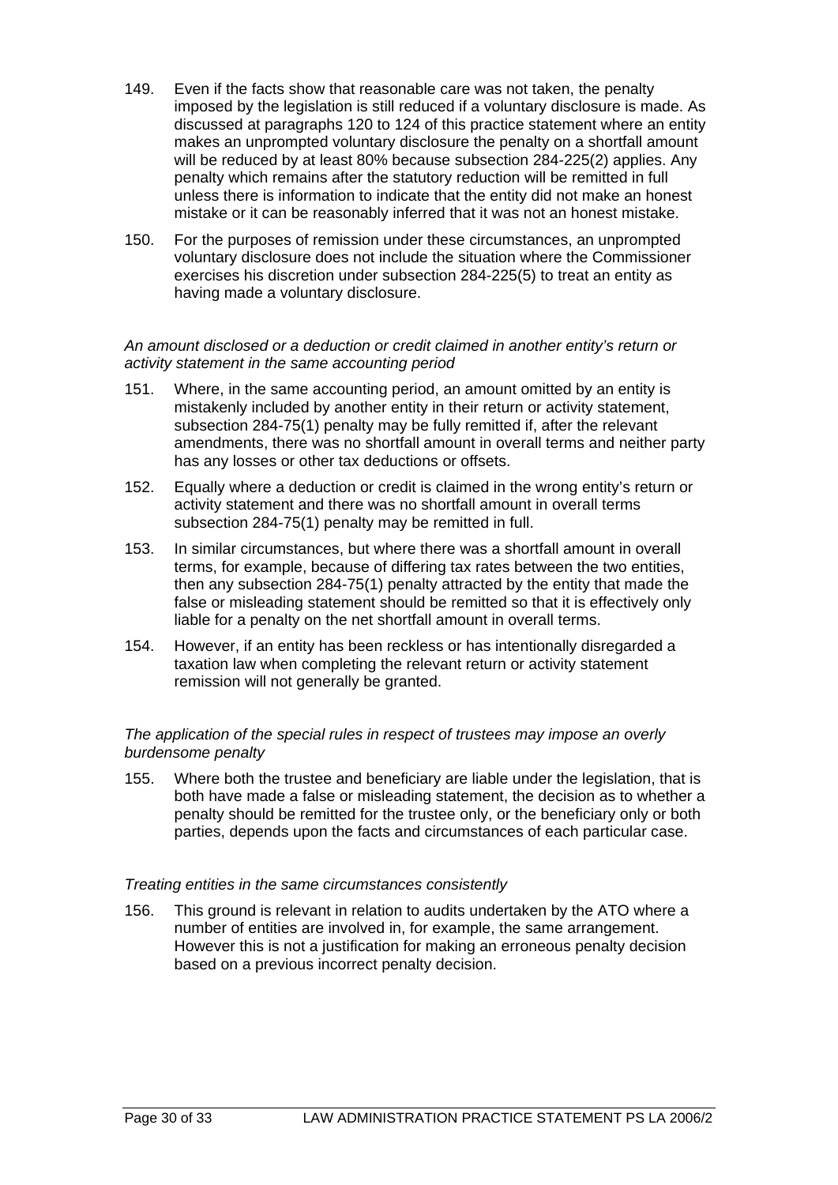149. Even if the facts show that reasonable care was not taken, the penalty imposed by the legislation is still reduced if a voluntary disclosure is made. As discussed at paragraphs 120 to 124 of this practice statement where an entity makes an unprompted voluntary disclosure the penalty on a shortfall amount will be reduced by at least 80% because subsection 284-225(2) applies. Any penalty which remains after the statutory reduction will be remitted in full unless there is information to indicate that the entity did not make an honest mistake or it can be reasonably inferred that it was not an honest mistake.

150. For the purposes of remission under these circumstances, an unprompted voluntary disclosure does not include the situation where the Commissioner exercises his discretion under subsection 284-225(5) to treat an entity as having made a voluntary disclosure.

*An amount disclosed or a deduction or credit claimed in another entity's return or activity statement in the same accounting period*

151. Where, in the same accounting period, an amount omitted by an entity is mistakenly included by another entity in their return or activity statement, subsection 284-75(1) penalty may be fully remitted if, after the relevant amendments, there was no shortfall amount in overall terms and neither party has any losses or other tax deductions or offsets.

152. Equally where a deduction or credit is claimed in the wrong entity's return or activity statement and there was no shortfall amount in overall terms subsection 284-75(1) penalty may be remitted in full.

153. In similar circumstances, but where there was a shortfall amount in overall terms, for example, because of differing tax rates between the two entities, then any subsection 284-75(1) penalty attracted by the entity that made the false or misleading statement should be remitted so that it is effectively only liable for a penalty on the net shortfall amount in overall terms.

154. However, if an entity has been reckless or has intentionally disregarded a taxation law when completing the relevant return or activity statement remission will not generally be granted.

*The application of the special rules in respect of trustees may impose an overly burdensome penalty*

155. Where both the trustee and beneficiary are liable under the legislation, that is both have made a false or misleading statement, the decision as to whether a penalty should be remitted for the trustee only, or the beneficiary only or both parties, depends upon the facts and circumstances of each particular case.

*Treating entities in the same circumstances consistently*

156. This ground is relevant in relation to audits undertaken by the ATO where a number of entities are involved in, for example, the same arrangement. However this is not a justification for making an erroneous penalty decision based on a previous incorrect penalty decision.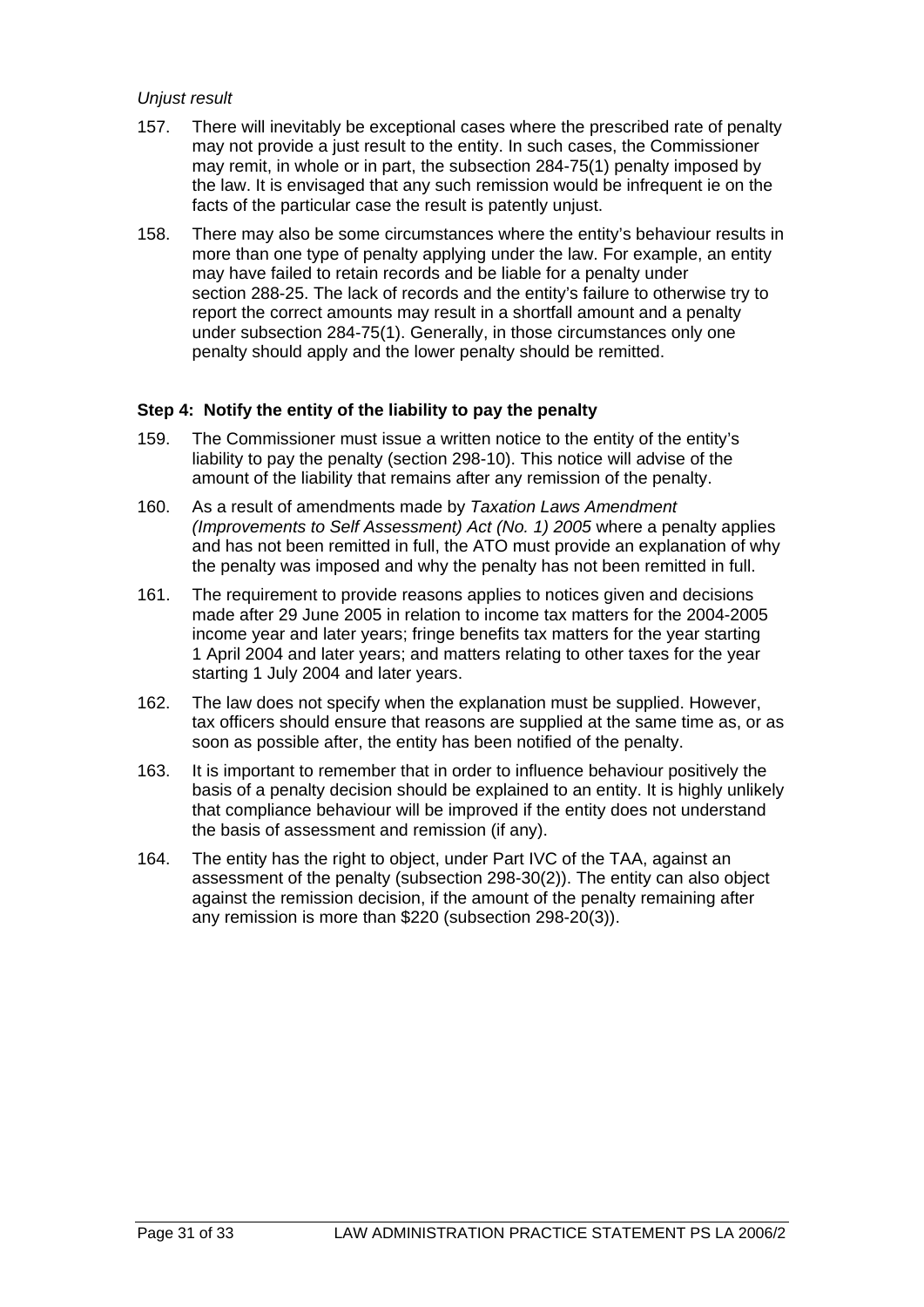*Unjust result*

157. There will inevitably be exceptional cases where the prescribed rate of penalty may not provide a just result to the entity. In such cases, the Commissioner may remit, in whole or in part, the subsection 284-75(1) penalty imposed by the law. It is envisaged that any such remission would be infrequent ie on the facts of the particular case the result is patently unjust.

158. There may also be some circumstances where the entity's behaviour results in more than one type of penalty applying under the law. For example, an entity may have failed to retain records and be liable for a penalty under section 288-25. The lack of records and the entity's failure to otherwise try to report the correct amounts may result in a shortfall amount and a penalty under subsection 284-75(1). Generally, in those circumstances only one penalty should apply and the lower penalty should be remitted.

**Step 4: Notify the entity of the liability to pay the penalty**

159. The Commissioner must issue a written notice to the entity of the entity's liability to pay the penalty (section 298-10). This notice will advise of the amount of the liability that remains after any remission of the penalty.

160. As a result of amendments made by *Taxation Laws Amendment (Improvements to Self Assessment) Act (No. 1) 2005* where a penalty applies and has not been remitted in full, the ATO must provide an explanation of why the penalty was imposed and why the penalty has not been remitted in full.

161. The requirement to provide reasons applies to notices given and decisions made after 29 June 2005 in relation to income tax matters for the 2004-2005 income year and later years; fringe benefits tax matters for the year starting 1 April 2004 and later years; and matters relating to other taxes for the year starting 1 July 2004 and later years.

162. The law does not specify when the explanation must be supplied. However, tax officers should ensure that reasons are supplied at the same time as, or as soon as possible after, the entity has been notified of the penalty.

163. It is important to remember that in order to influence behaviour positively the basis of a penalty decision should be explained to an entity. It is highly unlikely that compliance behaviour will be improved if the entity does not understand the basis of assessment and remission (if any).

164. The entity has the right to object, under Part IVC of the TAA, against an assessment of the penalty (subsection 298-30(2)). The entity can also object against the remission decision, if the amount of the penalty remaining after any remission is more than $220 (subsection 298-20(3)).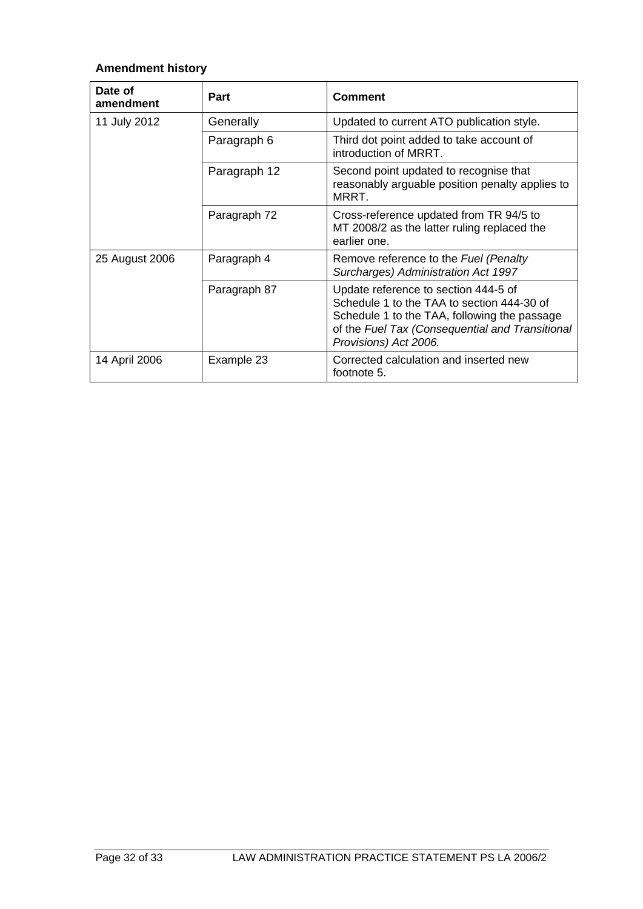**Amendment history**

| Date of amendment | Part | Comment |
| --- | --- | --- |
| 11 July 2012 | Generally | Updated to current ATO publication style. |
| | Paragraph 6 | Third dot point added to take account of introduction of MRRT. |
| | Paragraph 12 | Second point updated to recognise that reasonably arguable position penalty applies to MRRT. |
| | Paragraph 72 | Cross-reference updated from TR 94/5 to MT 2008/2 as the latter ruling replaced the earlier one. |
| 25 August 2006 | Paragraph 4 | Remove reference to the *Fuel (Penalty Surcharges) Administration Act 1997* |
| | Paragraph 87 | Update reference to section 444-5 of Schedule 1 to the TAA to section 444-30 of Schedule 1 to the TAA, following the passage of the *Fuel Tax (Consequential and Transitional Provisions) Act 2006.* |
| 14 April 2006 | Example 23 | Corrected calculation and inserted new footnote 5. |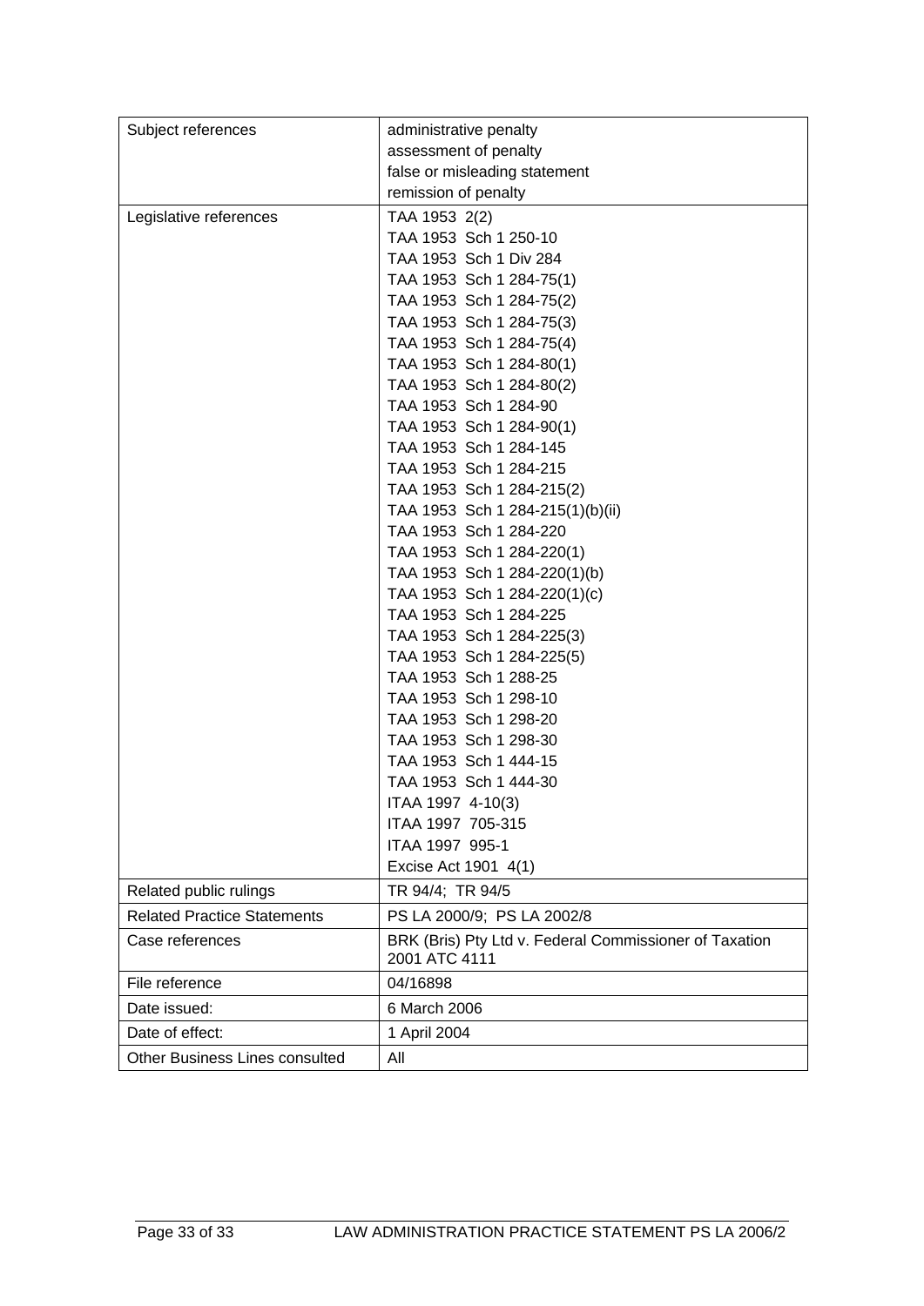| | |
|---|---|
| Subject references | administrative penalty<br>assessment of penalty<br>false or misleading statement<br>remission of penalty |
| Legislative references | TAA 1953 2(2)<br>TAA 1953 Sch 1 250-10<br>TAA 1953 Sch 1 Div 284<br>TAA 1953 Sch 1 284-75(1)<br>TAA 1953 Sch 1 284-75(2)<br>TAA 1953 Sch 1 284-75(3)<br>TAA 1953 Sch 1 284-75(4)<br>TAA 1953 Sch 1 284-80(1)<br>TAA 1953 Sch 1 284-80(2)<br>TAA 1953 Sch 1 284-90<br>TAA 1953 Sch 1 284-90(1)<br>TAA 1953 Sch 1 284-145<br>TAA 1953 Sch 1 284-215<br>TAA 1953 Sch 1 284-215(2)<br>TAA 1953 Sch 1 284-215(1)(b)(ii)<br>TAA 1953 Sch 1 284-220<br>TAA 1953 Sch 1 284-220(1)<br>TAA 1953 Sch 1 284-220(1)(b)<br>TAA 1953 Sch 1 284-220(1)(c)<br>TAA 1953 Sch 1 284-225<br>TAA 1953 Sch 1 284-225(3)<br>TAA 1953 Sch 1 284-225(5)<br>TAA 1953 Sch 1 288-25<br>TAA 1953 Sch 1 298-10<br>TAA 1953 Sch 1 298-20<br>TAA 1953 Sch 1 298-30<br>TAA 1953 Sch 1 444-15<br>TAA 1953 Sch 1 444-30<br>ITAA 1997 4-10(3)<br>ITAA 1997 705-315<br>ITAA 1997 995-1<br>Excise Act 1901 4(1) |
| Related public rulings | TR 94/4; TR 94/5 |
| Related Practice Statements | PS LA 2000/9; PS LA 2002/8 |
| Case references | BRK (Bris) Pty Ltd v. Federal Commissioner of Taxation 2001 ATC 4111 |
| File reference | 04/16898 |
| Date issued: | 6 March 2006 |
| Date of effect: | 1 April 2004 |
| Other Business Lines consulted | All |